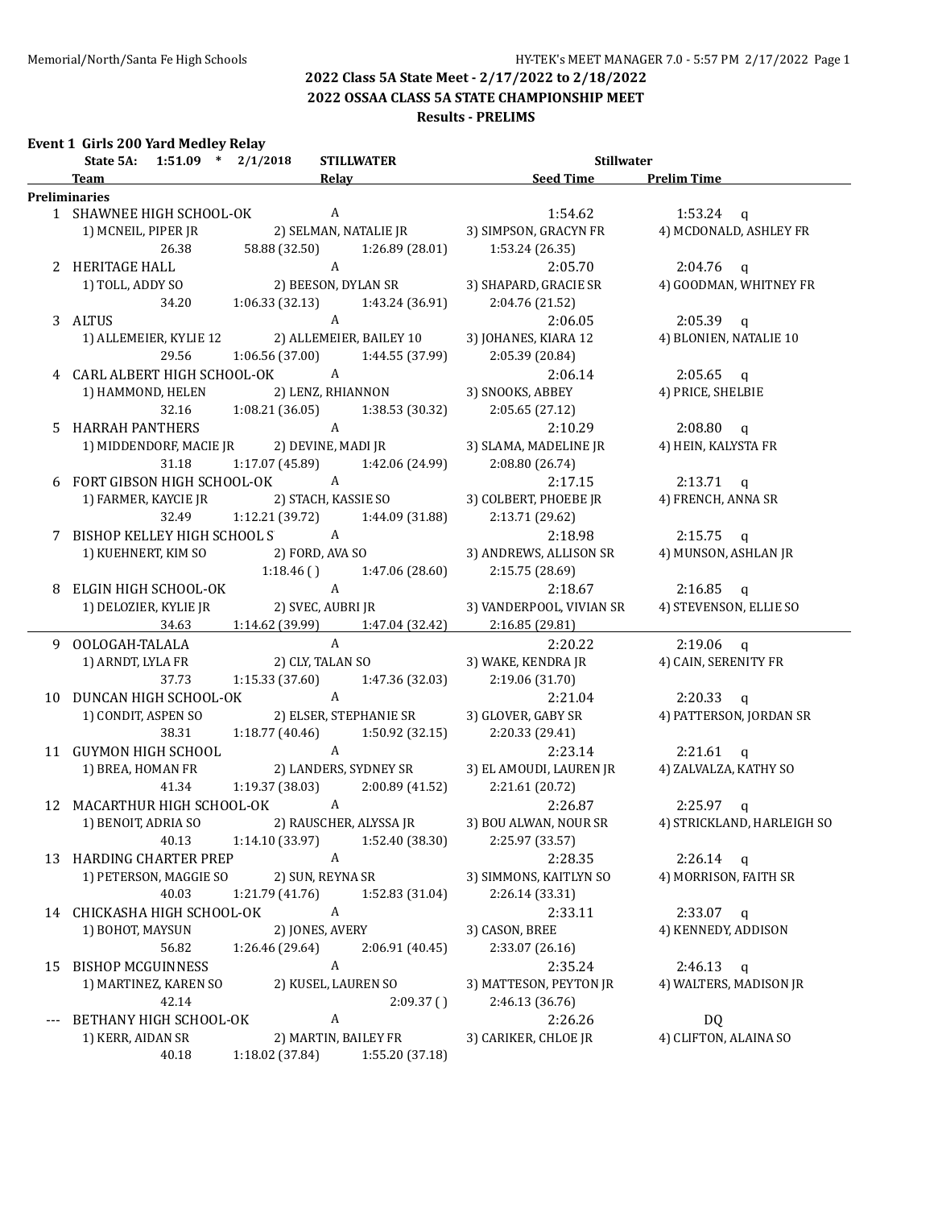### 2022 Class 5A State Meet - 2/17/2022 to 2/18/2022
### 2022 OSSAA CLASS 5A STATE CHAMPIONSHIP MEET
### Results - PRELIMS

**Event 1 Girls 200 Yard Medley Relay**

State 5A: 1:51.09 * 2/1/2018 STILLWATER Stillwater

| | Team | Relay | Seed Time | Prelim Time |
|---|---|---|---|---|
| **Preliminaries** | | | | |
| 1 | SHAWNEE HIGH SCHOOL-OK | A | 1:54.62 | 1:53.24 q |
| | 1) MCNEIL, PIPER JR | 2) SELMAN, NATALIE JR | 3) SIMPSON, GRACYN FR | 4) MCDONALD, ASHLEY FR |
| | 26.38 | 58.88 (32.50) 1:26.89 (28.01) | 1:53.24 (26.35) | |
| 2 | HERITAGE HALL | A | 2:05.70 | 2:04.76 q |
| | 1) TOLL, ADDY SO | 2) BEESON, DYLAN SR | 3) SHAPARD, GRACIE SR | 4) GOODMAN, WHITNEY FR |
| | 34.20 | 1:06.33 (32.13) 1:43.24 (36.91) | 2:04.76 (21.52) | |
| 3 | ALTUS | A | 2:06.05 | 2:05.39 q |
| | 1) ALLEMEIER, KYLIE 12 | 2) ALLEMEIER, BAILEY 10 | 3) JOHANES, KIARA 12 | 4) BLONIEN, NATALIE 10 |
| | 29.56 | 1:06.56 (37.00) 1:44.55 (37.99) | 2:05.39 (20.84) | |
| 4 | CARL ALBERT HIGH SCHOOL-OK | A | 2:06.14 | 2:05.65 q |
| | 1) HAMMOND, HELEN | 2) LENZ, RHIANNON | 3) SNOOKS, ABBEY | 4) PRICE, SHELBIE |
| | 32.16 | 1:08.21 (36.05) 1:38.53 (30.32) | 2:05.65 (27.12) | |
| 5 | HARRAH PANTHERS | A | 2:10.29 | 2:08.80 q |
| | 1) MIDDENDORF, MACIE JR | 2) DEVINE, MADI JR | 3) SLAMA, MADELINE JR | 4) HEIN, KALYSTA FR |
| | 31.18 | 1:17.07 (45.89) 1:42.06 (24.99) | 2:08.80 (26.74) | |
| 6 | FORT GIBSON HIGH SCHOOL-OK | A | 2:17.15 | 2:13.71 q |
| | 1) FARMER, KAYCIE JR | 2) STACH, KASSIE SO | 3) COLBERT, PHOEBE JR | 4) FRENCH, ANNA SR |
| | 32.49 | 1:12.21 (39.72) 1:44.09 (31.88) | 2:13.71 (29.62) | |
| 7 | BISHOP KELLEY HIGH SCHOOL S | A | 2:18.98 | 2:15.75 q |
| | 1) KUEHNERT, KIM SO | 2) FORD, AVA SO | 3) ANDREWS, ALLISON SR | 4) MUNSON, ASHLAN JR |
| | | 1:18.46 ( ) 1:47.06 (28.60) | 2:15.75 (28.69) | |
| 8 | ELGIN HIGH SCHOOL-OK | A | 2:18.67 | 2:16.85 q |
| | 1) DELOZIER, KYLIE JR | 2) SVEC, AUBRI JR | 3) VANDERPOOL, VIVIAN SR | 4) STEVENSON, ELLIE SO |
| | 34.63 | 1:14.62 (39.99) 1:47.04 (32.42) | 2:16.85 (29.81) | |
| 9 | OOLOGAH-TALALA | A | 2:20.22 | 2:19.06 q |
| | 1) ARNDT, LYLA FR | 2) CLY, TALAN SO | 3) WAKE, KENDRA JR | 4) CAIN, SERENITY FR |
| | 37.73 | 1:15.33 (37.60) 1:47.36 (32.03) | 2:19.06 (31.70) | |
| 10 | DUNCAN HIGH SCHOOL-OK | A | 2:21.04 | 2:20.33 q |
| | 1) CONDIT, ASPEN SO | 2) ELSER, STEPHANIE SR | 3) GLOVER, GABY SR | 4) PATTERSON, JORDAN SR |
| | 38.31 | 1:18.77 (40.46) 1:50.92 (32.15) | 2:20.33 (29.41) | |
| 11 | GUYMON HIGH SCHOOL | A | 2:23.14 | 2:21.61 q |
| | 1) BREA, HOMAN FR | 2) LANDERS, SYDNEY SR | 3) EL AMOUDI, LAUREN JR | 4) ZALVALZA, KATHY SO |
| | 41.34 | 1:19.37 (38.03) 2:00.89 (41.52) | 2:21.61 (20.72) | |
| 12 | MACARTHUR HIGH SCHOOL-OK | A | 2:26.87 | 2:25.97 q |
| | 1) BENOIT, ADRIA SO | 2) RAUSCHER, ALYSSA JR | 3) BOU ALWAN, NOUR SR | 4) STRICKLAND, HARLEIGH SO |
| | 40.13 | 1:14.10 (33.97) 1:52.40 (38.30) | 2:25.97 (33.57) | |
| 13 | HARDING CHARTER PREP | A | 2:28.35 | 2:26.14 q |
| | 1) PETERSON, MAGGIE SO | 2) SUN, REYNA SR | 3) SIMMONS, KAITLYN SO | 4) MORRISON, FAITH SR |
| | 40.03 | 1:21.79 (41.76) 1:52.83 (31.04) | 2:26.14 (33.31) | |
| 14 | CHICKASHA HIGH SCHOOL-OK | A | 2:33.11 | 2:33.07 q |
| | 1) BOHOT, MAYSUN | 2) JONES, AVERY | 3) CASON, BREE | 4) KENNEDY, ADDISON |
| | 56.82 | 1:26.46 (29.64) 2:06.91 (40.45) | 2:33.07 (26.16) | |
| 15 | BISHOP MCGUINNESS | A | 2:35.24 | 2:46.13 q |
| | 1) MARTINEZ, KAREN SO | 2) KUSEL, LAUREN SO | 3) MATTESON, PEYTON JR | 4) WALTERS, MADISON JR |
| | 42.14 | 2:09.37 ( ) | 2:46.13 (36.76) | |
| --- | BETHANY HIGH SCHOOL-OK | A | 2:26.26 | DQ |
| | 1) KERR, AIDAN SR | 2) MARTIN, BAILEY FR | 3) CARIKER, CHLOE JR | 4) CLIFTON, ALAINA SO |
| | 40.18 | 1:18.02 (37.84) 1:55.20 (37.18) | | |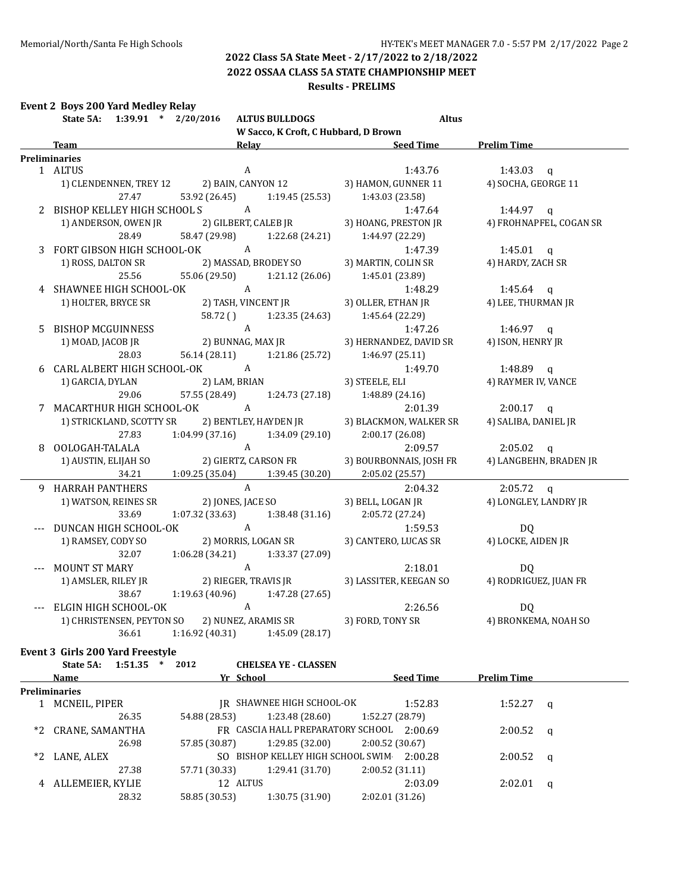## 2022 Class 5A State Meet - 2/17/2022 to 2/18/2022
## 2022 OSSAA CLASS 5A STATE CHAMPIONSHIP MEET
### Results - PRELIMS

### Event 2 Boys 200 Yard Medley Relay

State 5A: 1:39.91 * 2/20/2016 ALTUS BULLDOGS Altus
W Sacco, K Croft, C Hubbard, D Brown

| | Team | Relay | Seed Time | Prelim Time | |
|---|---|---|---|---|---|
| **Preliminaries** | | | | | |
| 1 | ALTUS | A | 1:43.76 | 1:43.03 | q |
| | 1) CLENDENNEN, TREY 12 | 2) BAIN, CANYON 12 | 3) HAMON, GUNNER 11 | 4) SOCHA, GEORGE 11 | |
| | 27.47 | 53.92 (26.45) | 1:19.45 (25.53) | 1:43.03 (23.58) | |
| 2 | BISHOP KELLEY HIGH SCHOOL S | A | 1:47.64 | 1:44.97 | q |
| | 1) ANDERSON, OWEN JR | 2) GILBERT, CALEB JR | 3) HOANG, PRESTON JR | 4) FROHNAPFEL, COGAN SR | |
| | 28.49 | 58.47 (29.98) | 1:22.68 (24.21) | 1:44.97 (22.29) | |
| 3 | FORT GIBSON HIGH SCHOOL-OK | A | 1:47.39 | 1:45.01 | q |
| | 1) ROSS, DALTON SR | 2) MASSAD, BRODEY SO | 3) MARTIN, COLIN SR | 4) HARDY, ZACH SR | |
| | 25.56 | 55.06 (29.50) | 1:21.12 (26.06) | 1:45.01 (23.89) | |
| 4 | SHAWNEE HIGH SCHOOL-OK | A | 1:48.29 | 1:45.64 | q |
| | 1) HOLTER, BRYCE SR | 2) TASH, VINCENT JR | 3) OLLER, ETHAN JR | 4) LEE, THURMAN JR | |
| | | 58.72 ( ) | 1:23.35 (24.63) | 1:45.64 (22.29) | |
| 5 | BISHOP MCGUINNESS | A | 1:47.26 | 1:46.97 | q |
| | 1) MOAD, JACOB JR | 2) BUNNAG, MAX JR | 3) HERNANDEZ, DAVID SR | 4) ISON, HENRY JR | |
| | 28.03 | 56.14 (28.11) | 1:21.86 (25.72) | 1:46.97 (25.11) | |
| 6 | CARL ALBERT HIGH SCHOOL-OK | A | 1:49.70 | 1:48.89 | q |
| | 1) GARCIA, DYLAN | 2) LAM, BRIAN | 3) STEELE, ELI | 4) RAYMER IV, VANCE | |
| | 29.06 | 57.55 (28.49) | 1:24.73 (27.18) | 1:48.89 (24.16) | |
| 7 | MACARTHUR HIGH SCHOOL-OK | A | 2:01.39 | 2:00.17 | q |
| | 1) STRICKLAND, SCOTTY SR | 2) BENTLEY, HAYDEN JR | 3) BLACKMON, WALKER SR | 4) SALIBA, DANIEL JR | |
| | 27.83 | 1:04.99 (37.16) | 1:34.09 (29.10) | 2:00.17 (26.08) | |
| 8 | OOLOGAH-TALALA | A | 2:09.57 | 2:05.02 | q |
| | 1) AUSTIN, ELIJAH SO | 2) GIERTZ, CARSON FR | 3) BOURBONNAIS, JOSH FR | 4) LANGBEHN, BRADEN JR | |
| | 34.21 | 1:09.25 (35.04) | 1:39.45 (30.20) | 2:05.02 (25.57) | |
| 9 | HARRAH PANTHERS | A | 2:04.32 | 2:05.72 | q |
| | 1) WATSON, REINES SR | 2) JONES, JACE SO | 3) BELL, LOGAN JR | 4) LONGLEY, LANDRY JR | |
| | 33.69 | 1:07.32 (33.63) | 1:38.48 (31.16) | 2:05.72 (27.24) | |
| --- | DUNCAN HIGH SCHOOL-OK | A | 1:59.53 | DQ | |
| | 1) RAMSEY, CODY SO | 2) MORRIS, LOGAN SR | 3) CANTERO, LUCAS SR | 4) LOCKE, AIDEN JR | |
| | 32.07 | 1:06.28 (34.21) | 1:33.37 (27.09) | | |
| --- | MOUNT ST MARY | A | 2:18.01 | DQ | |
| | 1) AMSLER, RILEY JR | 2) RIEGER, TRAVIS JR | 3) LASSITER, KEEGAN SO | 4) RODRIGUEZ, JUAN FR | |
| | 38.67 | 1:19.63 (40.96) | 1:47.28 (27.65) | | |
| --- | ELGIN HIGH SCHOOL-OK | A | 2:26.56 | DQ | |
| | 1) CHRISTENSEN, PEYTON SO | 2) NUNEZ, ARAMIS SR | 3) FORD, TONY SR | 4) BRONKEMA, NOAH SO | |
| | 36.61 | 1:16.92 (40.31) | 1:45.09 (28.17) | | |

### Event 3 Girls 200 Yard Freestyle

State 5A: 1:51.35 * 2012 CHELSEA YE - CLASSEN

| | Name | Yr | School | Seed Time | Prelim Time | |
|---|---|---|---|---|---|---|
| **Preliminaries** | | | | | | |
| 1 | MCNEIL, PIPER | JR | SHAWNEE HIGH SCHOOL-OK | 1:52.83 | 1:52.27 | q |
| | 26.35 | 54.88 (28.53) | 1:23.48 (28.60) | 1:52.27 (28.79) | | |
| *2 | CRANE, SAMANTHA | FR | CASCIA HALL PREPARATORY SCHOOL | 2:00.69 | 2:00.52 | q |
| | 26.98 | 57.85 (30.87) | 1:29.85 (32.00) | 2:00.52 (30.67) | | |
| *2 | LANE, ALEX | SO | BISHOP KELLEY HIGH SCHOOL SWIM | 2:00.28 | 2:00.52 | q |
| | 27.38 | 57.71 (30.33) | 1:29.41 (31.70) | 2:00.52 (31.11) | | |
| 4 | ALLEMEIER, KYLIE | 12 | ALTUS | 2:03.09 | 2:02.01 | q |
| | 28.32 | 58.85 (30.53) | 1:30.75 (31.90) | 2:02.01 (31.26) | | |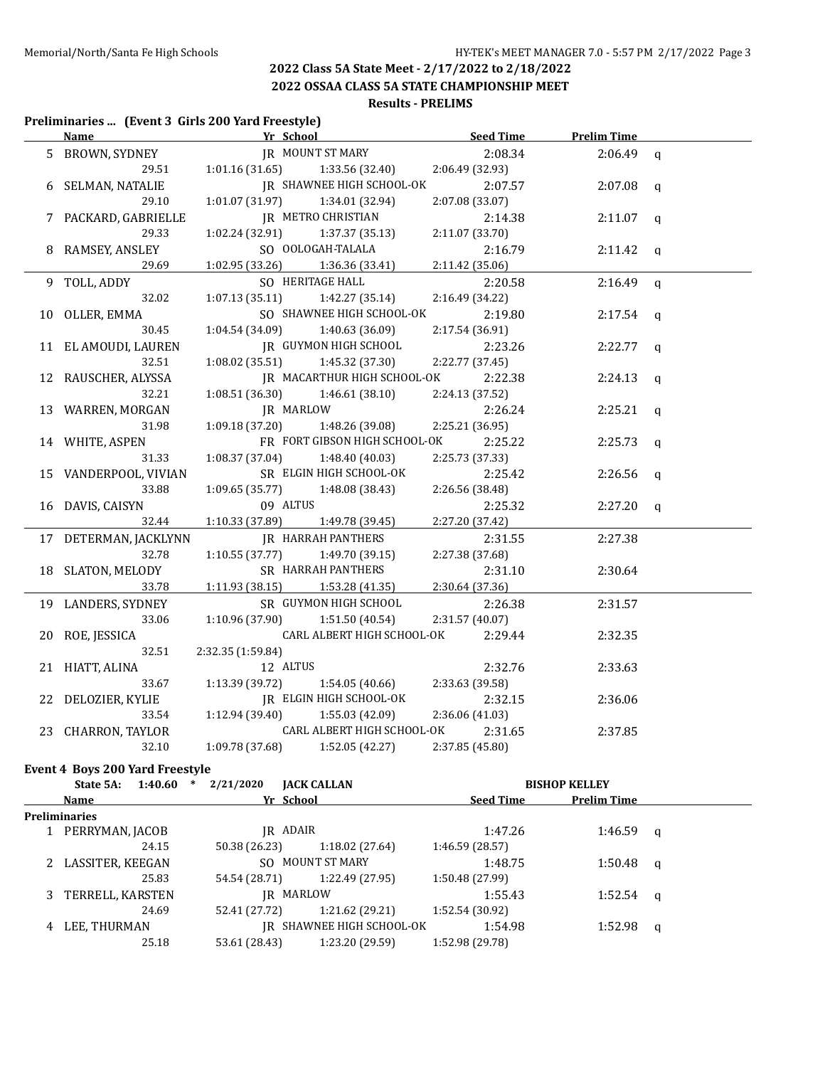## 2022 Class 5A State Meet - 2/17/2022 to 2/18/2022

## 2022 OSSAA CLASS 5A STATE CHAMPIONSHIP MEET

### Results - PRELIMS

**Preliminaries ... (Event 3 Girls 200 Yard Freestyle)**

| | Name | Yr | School | Seed Time | Prelim Time | |
|---|---|---|---|---|---|---|
| 5 | BROWN, SYDNEY | JR | MOUNT ST MARY | 2:08.34 | 2:06.49 | q |
| | 29.51 | 1:01.16 (31.65) | 1:33.56 (32.40) | 2:06.49 (32.93) | | |
| 6 | SELMAN, NATALIE | JR | SHAWNEE HIGH SCHOOL-OK | 2:07.57 | 2:07.08 | q |
| | 29.10 | 1:01.07 (31.97) | 1:34.01 (32.94) | 2:07.08 (33.07) | | |
| 7 | PACKARD, GABRIELLE | JR | METRO CHRISTIAN | 2:14.38 | 2:11.07 | q |
| | 29.33 | 1:02.24 (32.91) | 1:37.37 (35.13) | 2:11.07 (33.70) | | |
| 8 | RAMSEY, ANSLEY | SO | OOLOGAH-TALALA | 2:16.79 | 2:11.42 | q |
| | 29.69 | 1:02.95 (33.26) | 1:36.36 (33.41) | 2:11.42 (35.06) | | |
| 9 | TOLL, ADDY | SO | HERITAGE HALL | 2:20.58 | 2:16.49 | q |
| | 32.02 | 1:07.13 (35.11) | 1:42.27 (35.14) | 2:16.49 (34.22) | | |
| 10 | OLLER, EMMA | SO | SHAWNEE HIGH SCHOOL-OK | 2:19.80 | 2:17.54 | q |
| | 30.45 | 1:04.54 (34.09) | 1:40.63 (36.09) | 2:17.54 (36.91) | | |
| 11 | EL AMOUDI, LAUREN | JR | GUYMON HIGH SCHOOL | 2:23.26 | 2:22.77 | q |
| | 32.51 | 1:08.02 (35.51) | 1:45.32 (37.30) | 2:22.77 (37.45) | | |
| 12 | RAUSCHER, ALYSSA | JR | MACARTHUR HIGH SCHOOL-OK | 2:22.38 | 2:24.13 | q |
| | 32.21 | 1:08.51 (36.30) | 1:46.61 (38.10) | 2:24.13 (37.52) | | |
| 13 | WARREN, MORGAN | JR | MARLOW | 2:26.24 | 2:25.21 | q |
| | 31.98 | 1:09.18 (37.20) | 1:48.26 (39.08) | 2:25.21 (36.95) | | |
| 14 | WHITE, ASPEN | FR | FORT GIBSON HIGH SCHOOL-OK | 2:25.22 | 2:25.73 | q |
| | 31.33 | 1:08.37 (37.04) | 1:48.40 (40.03) | 2:25.73 (37.33) | | |
| 15 | VANDERPOOL, VIVIAN | SR | ELGIN HIGH SCHOOL-OK | 2:25.42 | 2:26.56 | q |
| | 33.88 | 1:09.65 (35.77) | 1:48.08 (38.43) | 2:26.56 (38.48) | | |
| 16 | DAVIS, CAISYN | 09 | ALTUS | 2:25.32 | 2:27.20 | q |
| | 32.44 | 1:10.33 (37.89) | 1:49.78 (39.45) | 2:27.20 (37.42) | | |
| 17 | DETERMAN, JACKLYNN | JR | HARRAH PANTHERS | 2:31.55 | 2:27.38 | |
| | 32.78 | 1:10.55 (37.77) | 1:49.70 (39.15) | 2:27.38 (37.68) | | |
| 18 | SLATON, MELODY | SR | HARRAH PANTHERS | 2:31.10 | 2:30.64 | |
| | 33.78 | 1:11.93 (38.15) | 1:53.28 (41.35) | 2:30.64 (37.36) | | |
| 19 | LANDERS, SYDNEY | SR | GUYMON HIGH SCHOOL | 2:26.38 | 2:31.57 | |
| | 33.06 | 1:10.96 (37.90) | 1:51.50 (40.54) | 2:31.57 (40.07) | | |
| 20 | ROE, JESSICA | | CARL ALBERT HIGH SCHOOL-OK | 2:29.44 | 2:32.35 | |
| | 32.51 | 2:32.35 (1:59.84) | | | | |
| 21 | HIATT, ALINA | 12 | ALTUS | 2:32.76 | 2:33.63 | |
| | 33.67 | 1:13.39 (39.72) | 1:54.05 (40.66) | 2:33.63 (39.58) | | |
| 22 | DELOZIER, KYLIE | JR | ELGIN HIGH SCHOOL-OK | 2:32.15 | 2:36.06 | |
| | 33.54 | 1:12.94 (39.40) | 1:55.03 (42.09) | 2:36.06 (41.03) | | |
| 23 | CHARRON, TAYLOR | | CARL ALBERT HIGH SCHOOL-OK | 2:31.65 | 2:37.85 | |
| | 32.10 | 1:09.78 (37.68) | 1:52.05 (42.27) | 2:37.85 (45.80) | | |

**Event 4 Boys 200 Yard Freestyle**

State 5A: 1:40.60 * 2/21/2020 JACK CALLAN BISHOP KELLEY

| | Name | Yr | School | Seed Time | Prelim Time | |
|---|---|---|---|---|---|---|
| **Preliminaries** | | | | | | |
| 1 | PERRYMAN, JACOB | JR | ADAIR | 1:47.26 | 1:46.59 | q |
| | 24.15 | 50.38 (26.23) | 1:18.02 (27.64) | 1:46.59 (28.57) | | |
| 2 | LASSITER, KEEGAN | SO | MOUNT ST MARY | 1:48.75 | 1:50.48 | q |
| | 25.83 | 54.54 (28.71) | 1:22.49 (27.95) | 1:50.48 (27.99) | | |
| 3 | TERRELL, KARSTEN | JR | MARLOW | 1:55.43 | 1:52.54 | q |
| | 24.69 | 52.41 (27.72) | 1:21.62 (29.21) | 1:52.54 (30.92) | | |
| 4 | LEE, THURMAN | JR | SHAWNEE HIGH SCHOOL-OK | 1:54.98 | 1:52.98 | q |
| | 25.18 | 53.61 (28.43) | 1:23.20 (29.59) | 1:52.98 (29.78) | | |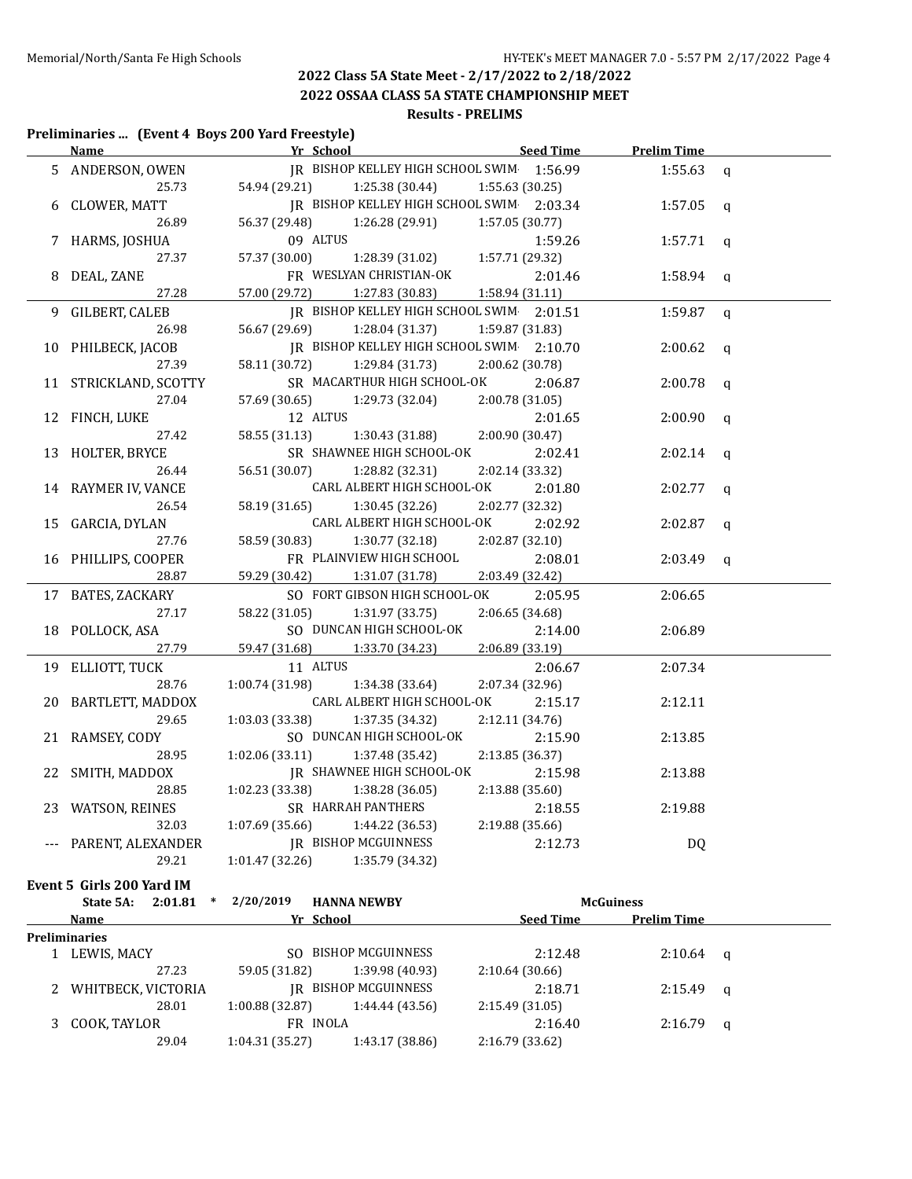2022 Class 5A State Meet - 2/17/2022 to 2/18/2022

2022 OSSAA CLASS 5A STATE CHAMPIONSHIP MEET

Results - PRELIMS

### Preliminaries ... (Event 4 Boys 200 Yard Freestyle)

| | Name | Yr | School | Seed Time | Prelim Time | |
|---|---|---|---|---|---|---|
| 5 | ANDERSON, OWEN | JR | BISHOP KELLEY HIGH SCHOOL SWIM | 1:56.99 | 1:55.63 | q |
| | 25.73 | 54.94 (29.21) | 1:25.38 (30.44) | 1:55.63 (30.25) | | |
| 6 | CLOWER, MATT | JR | BISHOP KELLEY HIGH SCHOOL SWIM | 2:03.34 | 1:57.05 | q |
| | 26.89 | 56.37 (29.48) | 1:26.28 (29.91) | 1:57.05 (30.77) | | |
| 7 | HARMS, JOSHUA | 09 | ALTUS | 1:59.26 | 1:57.71 | q |
| | 27.37 | 57.37 (30.00) | 1:28.39 (31.02) | 1:57.71 (29.32) | | |
| 8 | DEAL, ZANE | FR | WESLYAN CHRISTIAN-OK | 2:01.46 | 1:58.94 | q |
| | 27.28 | 57.00 (29.72) | 1:27.83 (30.83) | 1:58.94 (31.11) | | |
| 9 | GILBERT, CALEB | JR | BISHOP KELLEY HIGH SCHOOL SWIM | 2:01.51 | 1:59.87 | q |
| | 26.98 | 56.67 (29.69) | 1:28.04 (31.37) | 1:59.87 (31.83) | | |
| 10 | PHILBECK, JACOB | JR | BISHOP KELLEY HIGH SCHOOL SWIM | 2:10.70 | 2:00.62 | q |
| | 27.39 | 58.11 (30.72) | 1:29.84 (31.73) | 2:00.62 (30.78) | | |
| 11 | STRICKLAND, SCOTTY | SR | MACARTHUR HIGH SCHOOL-OK | 2:06.87 | 2:00.78 | q |
| | 27.04 | 57.69 (30.65) | 1:29.73 (32.04) | 2:00.78 (31.05) | | |
| 12 | FINCH, LUKE | 12 | ALTUS | 2:01.65 | 2:00.90 | q |
| | 27.42 | 58.55 (31.13) | 1:30.43 (31.88) | 2:00.90 (30.47) | | |
| 13 | HOLTER, BRYCE | SR | SHAWNEE HIGH SCHOOL-OK | 2:02.41 | 2:02.14 | q |
| | 26.44 | 56.51 (30.07) | 1:28.82 (32.31) | 2:02.14 (33.32) | | |
| 14 | RAYMER IV, VANCE | | CARL ALBERT HIGH SCHOOL-OK | 2:01.80 | 2:02.77 | q |
| | 26.54 | 58.19 (31.65) | 1:30.45 (32.26) | 2:02.77 (32.32) | | |
| 15 | GARCIA, DYLAN | | CARL ALBERT HIGH SCHOOL-OK | 2:02.92 | 2:02.87 | q |
| | 27.76 | 58.59 (30.83) | 1:30.77 (32.18) | 2:02.87 (32.10) | | |
| 16 | PHILLIPS, COOPER | FR | PLAINVIEW HIGH SCHOOL | 2:08.01 | 2:03.49 | q |
| | 28.87 | 59.29 (30.42) | 1:31.07 (31.78) | 2:03.49 (32.42) | | |
| 17 | BATES, ZACKARY | SO | FORT GIBSON HIGH SCHOOL-OK | 2:05.95 | 2:06.65 | |
| | 27.17 | 58.22 (31.05) | 1:31.97 (33.75) | 2:06.65 (34.68) | | |
| 18 | POLLOCK, ASA | SO | DUNCAN HIGH SCHOOL-OK | 2:14.00 | 2:06.89 | |
| | 27.79 | 59.47 (31.68) | 1:33.70 (34.23) | 2:06.89 (33.19) | | |
| 19 | ELLIOTT, TUCK | 11 | ALTUS | 2:06.67 | 2:07.34 | |
| | 28.76 | 1:00.74 (31.98) | 1:34.38 (33.64) | 2:07.34 (32.96) | | |
| 20 | BARTLETT, MADDOX | | CARL ALBERT HIGH SCHOOL-OK | 2:15.17 | 2:12.11 | |
| | 29.65 | 1:03.03 (33.38) | 1:37.35 (34.32) | 2:12.11 (34.76) | | |
| 21 | RAMSEY, CODY | SO | DUNCAN HIGH SCHOOL-OK | 2:15.90 | 2:13.85 | |
| | 28.95 | 1:02.06 (33.11) | 1:37.48 (35.42) | 2:13.85 (36.37) | | |
| 22 | SMITH, MADDOX | JR | SHAWNEE HIGH SCHOOL-OK | 2:15.98 | 2:13.88 | |
| | 28.85 | 1:02.23 (33.38) | 1:38.28 (36.05) | 2:13.88 (35.60) | | |
| 23 | WATSON, REINES | SR | HARRAH PANTHERS | 2:18.55 | 2:19.88 | |
| | 32.03 | 1:07.69 (35.66) | 1:44.22 (36.53) | 2:19.88 (35.66) | | |
| --- | PARENT, ALEXANDER | JR | BISHOP MCGUINNESS | 2:12.73 | DQ | |
| | 29.21 | 1:01.47 (32.26) | 1:35.79 (34.32) | | | |

### Event 5 Girls 200 Yard IM

State 5A: 2:01.81 * 2/20/2019 HANNA NEWBY McGuiness

| | Name | Yr | School | Seed Time | Prelim Time | |
|---|---|---|---|---|---|---|
| **Preliminaries** | | | | | | |
| 1 | LEWIS, MACY | SO | BISHOP MCGUINNESS | 2:12.48 | 2:10.64 | q |
| | 27.23 | 59.05 (31.82) | 1:39.98 (40.93) | 2:10.64 (30.66) | | |
| 2 | WHITBECK, VICTORIA | JR | BISHOP MCGUINNESS | 2:18.71 | 2:15.49 | q |
| | 28.01 | 1:00.88 (32.87) | 1:44.44 (43.56) | 2:15.49 (31.05) | | |
| 3 | COOK, TAYLOR | FR | INOLA | 2:16.40 | 2:16.79 | q |
| | 29.04 | 1:04.31 (35.27) | 1:43.17 (38.86) | 2:16.79 (33.62) | | |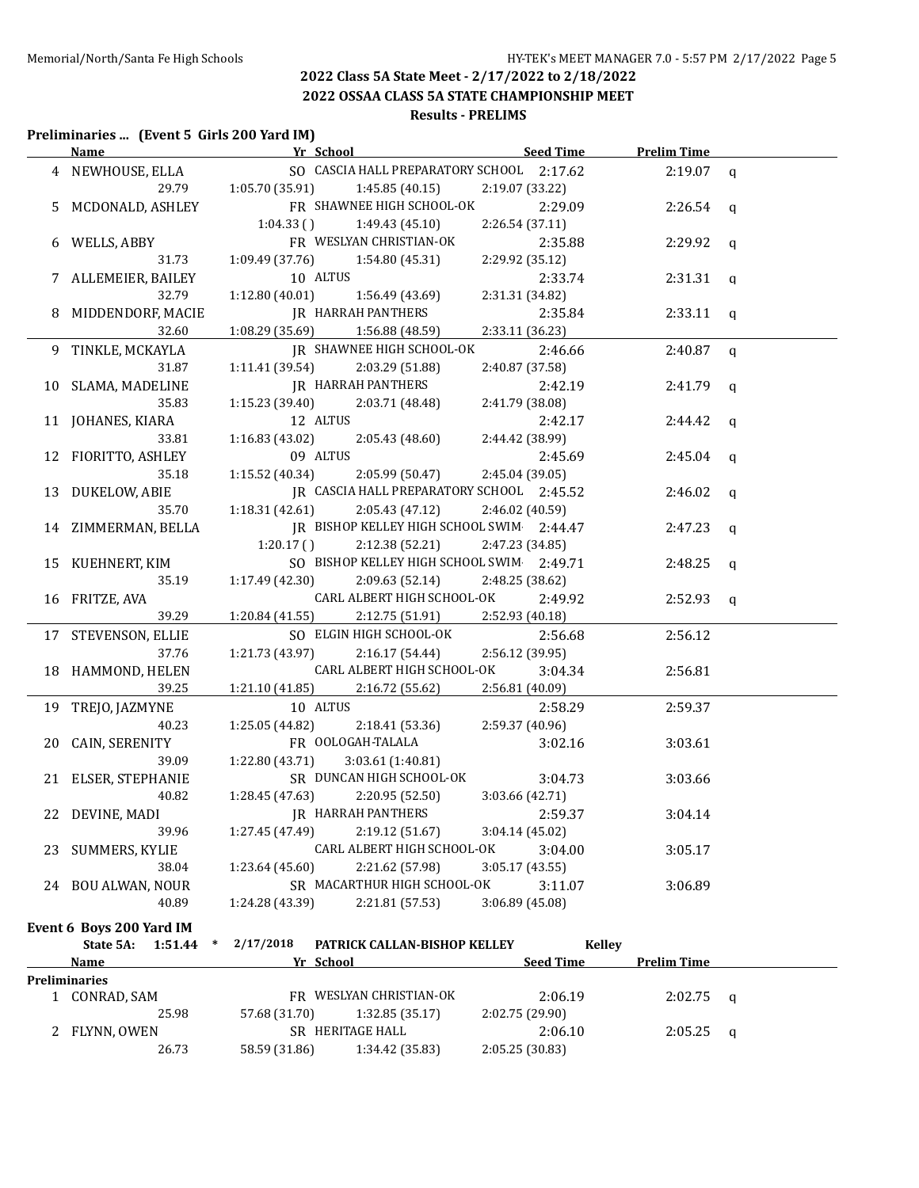## 2022 Class 5A State Meet - 2/17/2022 to 2/18/2022

## 2022 OSSAA CLASS 5A STATE CHAMPIONSHIP MEET

### Results - PRELIMS

**Preliminaries ... (Event 5 Girls 200 Yard IM)**

| | Name | Yr | School | Seed Time | Prelim Time | |
|---|---|---|---|---|---|---|
| 4 | NEWHOUSE, ELLA | SO | CASCIA HALL PREPARATORY SCHOOL | 2:17.62 | 2:19.07 | q |
| | 29.79 | 1:05.70 (35.91) | 1:45.85 (40.15) | 2:19.07 (33.22) | | |
| 5 | MCDONALD, ASHLEY | FR | SHAWNEE HIGH SCHOOL-OK | 2:29.09 | 2:26.54 | q |
| | | 1:04.33 ( ) | 1:49.43 (45.10) | 2:26.54 (37.11) | | |
| 6 | WELLS, ABBY | FR | WESLYAN CHRISTIAN-OK | 2:35.88 | 2:29.92 | q |
| | 31.73 | 1:09.49 (37.76) | 1:54.80 (45.31) | 2:29.92 (35.12) | | |
| 7 | ALLEMEIER, BAILEY | 10 | ALTUS | 2:33.74 | 2:31.31 | q |
| | 32.79 | 1:12.80 (40.01) | 1:56.49 (43.69) | 2:31.31 (34.82) | | |
| 8 | MIDDENDORF, MACIE | JR | HARRAH PANTHERS | 2:35.84 | 2:33.11 | q |
| | 32.60 | 1:08.29 (35.69) | 1:56.88 (48.59) | 2:33.11 (36.23) | | |
| 9 | TINKLE, MCKAYLA | JR | SHAWNEE HIGH SCHOOL-OK | 2:46.66 | 2:40.87 | q |
| | 31.87 | 1:11.41 (39.54) | 2:03.29 (51.88) | 2:40.87 (37.58) | | |
| 10 | SLAMA, MADELINE | JR | HARRAH PANTHERS | 2:42.19 | 2:41.79 | q |
| | 35.83 | 1:15.23 (39.40) | 2:03.71 (48.48) | 2:41.79 (38.08) | | |
| 11 | JOHANES, KIARA | 12 | ALTUS | 2:42.17 | 2:44.42 | q |
| | 33.81 | 1:16.83 (43.02) | 2:05.43 (48.60) | 2:44.42 (38.99) | | |
| 12 | FIORITTO, ASHLEY | 09 | ALTUS | 2:45.69 | 2:45.04 | q |
| | 35.18 | 1:15.52 (40.34) | 2:05.99 (50.47) | 2:45.04 (39.05) | | |
| 13 | DUKELOW, ABIE | JR | CASCIA HALL PREPARATORY SCHOOL | 2:45.52 | 2:46.02 | q |
| | 35.70 | 1:18.31 (42.61) | 2:05.43 (47.12) | 2:46.02 (40.59) | | |
| 14 | ZIMMERMAN, BELLA | JR | BISHOP KELLEY HIGH SCHOOL SWIM | 2:44.47 | 2:47.23 | q |
| | | 1:20.17 ( ) | 2:12.38 (52.21) | 2:47.23 (34.85) | | |
| 15 | KUEHNERT, KIM | SO | BISHOP KELLEY HIGH SCHOOL SWIM | 2:49.71 | 2:48.25 | q |
| | 35.19 | 1:17.49 (42.30) | 2:09.63 (52.14) | 2:48.25 (38.62) | | |
| 16 | FRITZE, AVA | | CARL ALBERT HIGH SCHOOL-OK | 2:49.92 | 2:52.93 | q |
| | 39.29 | 1:20.84 (41.55) | 2:12.75 (51.91) | 2:52.93 (40.18) | | |
| 17 | STEVENSON, ELLIE | SO | ELGIN HIGH SCHOOL-OK | 2:56.68 | 2:56.12 | |
| | 37.76 | 1:21.73 (43.97) | 2:16.17 (54.44) | 2:56.12 (39.95) | | |
| 18 | HAMMOND, HELEN | | CARL ALBERT HIGH SCHOOL-OK | 3:04.34 | 2:56.81 | |
| | 39.25 | 1:21.10 (41.85) | 2:16.72 (55.62) | 2:56.81 (40.09) | | |
| 19 | TREJO, JAZMYNE | 10 | ALTUS | 2:58.29 | 2:59.37 | |
| | 40.23 | 1:25.05 (44.82) | 2:18.41 (53.36) | 2:59.37 (40.96) | | |
| 20 | CAIN, SERENITY | FR | OOLOGAH-TALALA | 3:02.16 | 3:03.61 | |
| | 39.09 | 1:22.80 (43.71) | 3:03.61 (1:40.81) | | | |
| 21 | ELSER, STEPHANIE | SR | DUNCAN HIGH SCHOOL-OK | 3:04.73 | 3:03.66 | |
| | 40.82 | 1:28.45 (47.63) | 2:20.95 (52.50) | 3:03.66 (42.71) | | |
| 22 | DEVINE, MADI | JR | HARRAH PANTHERS | 2:59.37 | 3:04.14 | |
| | 39.96 | 1:27.45 (47.49) | 2:19.12 (51.67) | 3:04.14 (45.02) | | |
| 23 | SUMMERS, KYLIE | | CARL ALBERT HIGH SCHOOL-OK | 3:04.00 | 3:05.17 | |
| | 38.04 | 1:23.64 (45.60) | 2:21.62 (57.98) | 3:05.17 (43.55) | | |
| 24 | BOU ALWAN, NOUR | SR | MACARTHUR HIGH SCHOOL-OK | 3:11.07 | 3:06.89 | |
| | 40.89 | 1:24.28 (43.39) | 2:21.81 (57.53) | 3:06.89 (45.08) | | |

**Event 6 Boys 200 Yard IM**

State 5A: 1:51.44 * 2/17/2018 PATRICK CALLAN-BISHOP KELLEY Kelley

| | Name | Yr | School | Seed Time | Prelim Time | |
|---|---|---|---|---|---|---|
| **Preliminaries** | | | | | | |
| 1 | CONRAD, SAM | FR | WESLYAN CHRISTIAN-OK | 2:06.19 | 2:02.75 | q |
| | 25.98 | 57.68 (31.70) | 1:32.85 (35.17) | 2:02.75 (29.90) | | |
| 2 | FLYNN, OWEN | SR | HERITAGE HALL | 2:06.10 | 2:05.25 | q |
| | 26.73 | 58.59 (31.86) | 1:34.42 (35.83) | 2:05.25 (30.83) | | |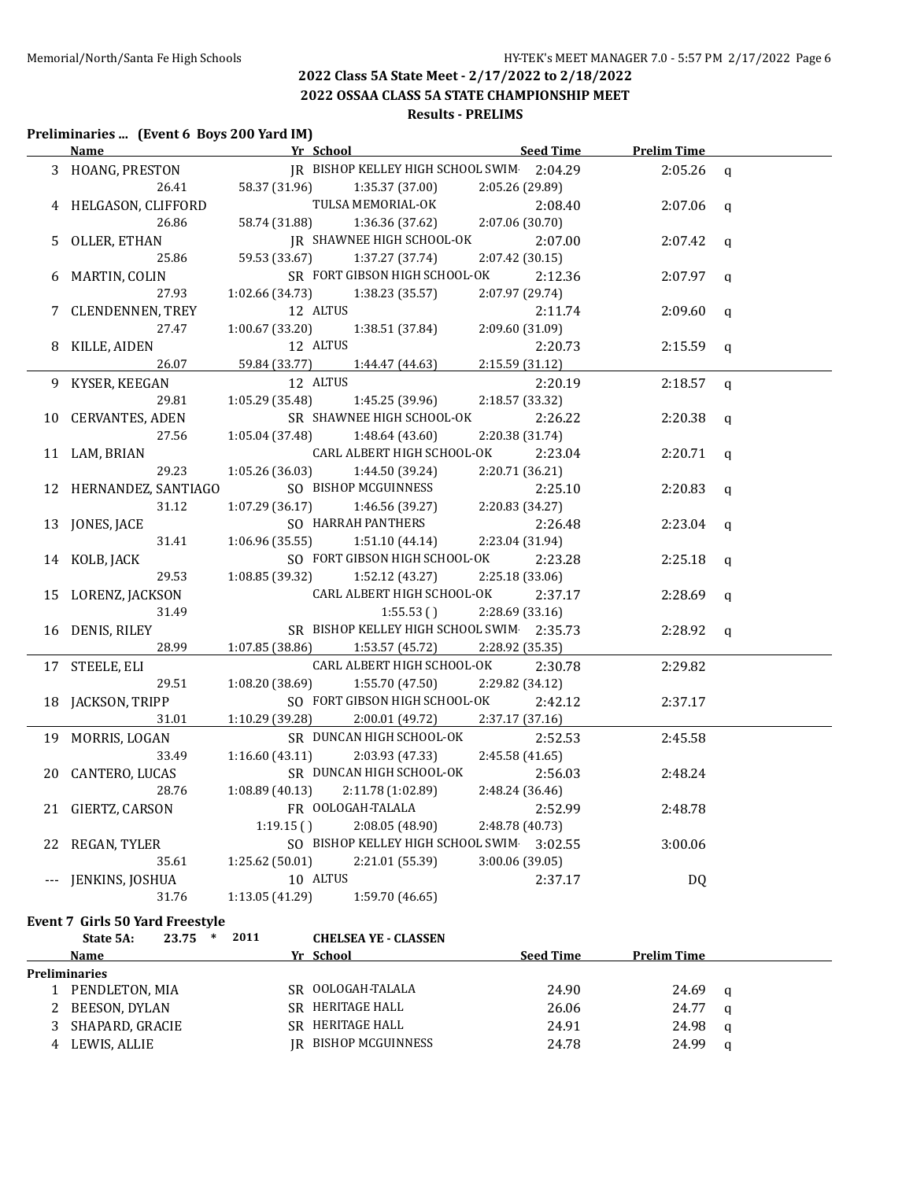## 2022 Class 5A State Meet - 2/17/2022 to 2/18/2022

## 2022 OSSAA CLASS 5A STATE CHAMPIONSHIP MEET

### Results - PRELIMS

**Preliminaries ... (Event 6 Boys 200 Yard IM)**

| | Name | Yr | School | Seed Time | Prelim Time | |
|---|---|---|---|---|---|---|
| 3 | HOANG, PRESTON | JR | BISHOP KELLEY HIGH SCHOOL SWIM | 2:04.29 | 2:05.26 | q |
| | 26.41 | 58.37 (31.96) | 1:35.37 (37.00) | 2:05.26 (29.89) | | |
| 4 | HELGASON, CLIFFORD | | TULSA MEMORIAL-OK | 2:08.40 | 2:07.06 | q |
| | 26.86 | 58.74 (31.88) | 1:36.36 (37.62) | 2:07.06 (30.70) | | |
| 5 | OLLER, ETHAN | JR | SHAWNEE HIGH SCHOOL-OK | 2:07.00 | 2:07.42 | q |
| | 25.86 | 59.53 (33.67) | 1:37.27 (37.74) | 2:07.42 (30.15) | | |
| 6 | MARTIN, COLIN | SR | FORT GIBSON HIGH SCHOOL-OK | 2:12.36 | 2:07.97 | q |
| | 27.93 | 1:02.66 (34.73) | 1:38.23 (35.57) | 2:07.97 (29.74) | | |
| 7 | CLENDENNEN, TREY | 12 | ALTUS | 2:11.74 | 2:09.60 | q |
| | 27.47 | 1:00.67 (33.20) | 1:38.51 (37.84) | 2:09.60 (31.09) | | |
| 8 | KILLE, AIDEN | 12 | ALTUS | 2:20.73 | 2:15.59 | q |
| | 26.07 | 59.84 (33.77) | 1:44.47 (44.63) | 2:15.59 (31.12) | | |
| 9 | KYSER, KEEGAN | 12 | ALTUS | 2:20.19 | 2:18.57 | q |
| | 29.81 | 1:05.29 (35.48) | 1:45.25 (39.96) | 2:18.57 (33.32) | | |
| 10 | CERVANTES, ADEN | SR | SHAWNEE HIGH SCHOOL-OK | 2:26.22 | 2:20.38 | q |
| | 27.56 | 1:05.04 (37.48) | 1:48.64 (43.60) | 2:20.38 (31.74) | | |
| 11 | LAM, BRIAN | | CARL ALBERT HIGH SCHOOL-OK | 2:23.04 | 2:20.71 | q |
| | 29.23 | 1:05.26 (36.03) | 1:44.50 (39.24) | 2:20.71 (36.21) | | |
| 12 | HERNANDEZ, SANTIAGO | SO | BISHOP MCGUINNESS | 2:25.10 | 2:20.83 | q |
| | 31.12 | 1:07.29 (36.17) | 1:46.56 (39.27) | 2:20.83 (34.27) | | |
| 13 | JONES, JACE | SO | HARRAH PANTHERS | 2:26.48 | 2:23.04 | q |
| | 31.41 | 1:06.96 (35.55) | 1:51.10 (44.14) | 2:23.04 (31.94) | | |
| 14 | KOLB, JACK | SO | FORT GIBSON HIGH SCHOOL-OK | 2:23.28 | 2:25.18 | q |
| | 29.53 | 1:08.85 (39.32) | 1:52.12 (43.27) | 2:25.18 (33.06) | | |
| 15 | LORENZ, JACKSON | | CARL ALBERT HIGH SCHOOL-OK | 2:37.17 | 2:28.69 | q |
| | 31.49 | | 1:55.53 ( ) | 2:28.69 (33.16) | | |
| 16 | DENIS, RILEY | SR | BISHOP KELLEY HIGH SCHOOL SWIM | 2:35.73 | 2:28.92 | q |
| | 28.99 | 1:07.85 (38.86) | 1:53.57 (45.72) | 2:28.92 (35.35) | | |
| 17 | STEELE, ELI | | CARL ALBERT HIGH SCHOOL-OK | 2:30.78 | 2:29.82 | |
| | 29.51 | 1:08.20 (38.69) | 1:55.70 (47.50) | 2:29.82 (34.12) | | |
| 18 | JACKSON, TRIPP | SO | FORT GIBSON HIGH SCHOOL-OK | 2:42.12 | 2:37.17 | |
| | 31.01 | 1:10.29 (39.28) | 2:00.01 (49.72) | 2:37.17 (37.16) | | |
| 19 | MORRIS, LOGAN | SR | DUNCAN HIGH SCHOOL-OK | 2:52.53 | 2:45.58 | |
| | 33.49 | 1:16.60 (43.11) | 2:03.93 (47.33) | 2:45.58 (41.65) | | |
| 20 | CANTERO, LUCAS | SR | DUNCAN HIGH SCHOOL-OK | 2:56.03 | 2:48.24 | |
| | 28.76 | 1:08.89 (40.13) | 2:11.78 (1:02.89) | 2:48.24 (36.46) | | |
| 21 | GIERTZ, CARSON | FR | OOLOGAH-TALALA | 2:52.99 | 2:48.78 | |
| | | 1:19.15 ( ) | 2:08.05 (48.90) | 2:48.78 (40.73) | | |
| 22 | REGAN, TYLER | SO | BISHOP KELLEY HIGH SCHOOL SWIM | 3:02.55 | 3:00.06 | |
| | 35.61 | 1:25.62 (50.01) | 2:21.01 (55.39) | 3:00.06 (39.05) | | |
| --- | JENKINS, JOSHUA | 10 | ALTUS | 2:37.17 | DQ | |
| | 31.76 | 1:13.05 (41.29) | 1:59.70 (46.65) | | | |

**Event 7 Girls 50 Yard Freestyle**

State 5A: 23.75 * 2011 CHELSEA YE - CLASSEN

| | Name | Yr | School | Seed Time | Prelim Time | |
|---|---|---|---|---|---|---|
| **Preliminaries** | | | | | | |
| 1 | PENDLETON, MIA | SR | OOLOGAH-TALALA | 24.90 | 24.69 | q |
| 2 | BEESON, DYLAN | SR | HERITAGE HALL | 26.06 | 24.77 | q |
| 3 | SHAPARD, GRACIE | SR | HERITAGE HALL | 24.91 | 24.98 | q |
| 4 | LEWIS, ALLIE | JR | BISHOP MCGUINNESS | 24.78 | 24.99 | q |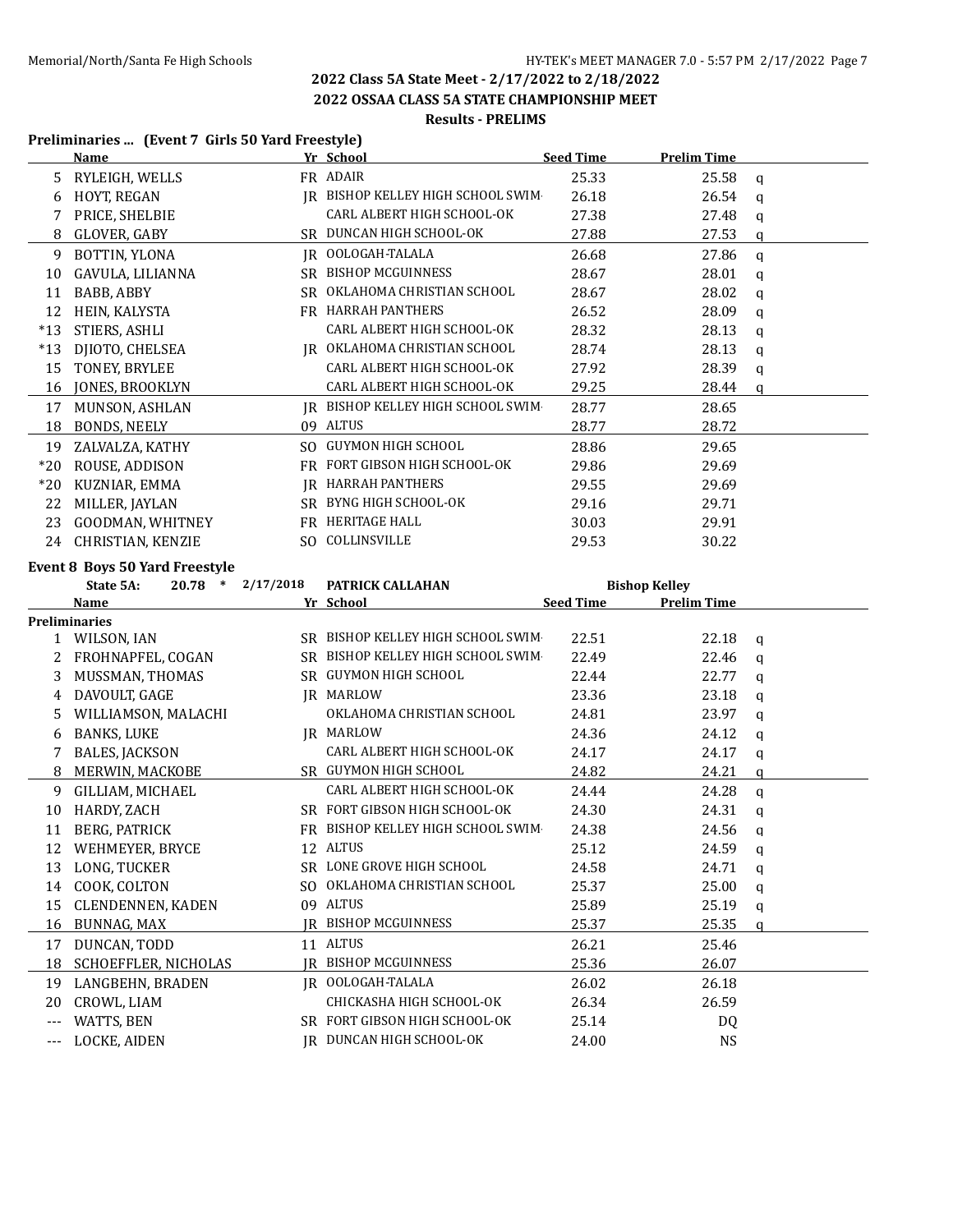## 2022 Class 5A State Meet - 2/17/2022 to 2/18/2022

## 2022 OSSAA CLASS 5A STATE CHAMPIONSHIP MEET

### Results - PRELIMS

**Preliminaries ... (Event 7 Girls 50 Yard Freestyle)**

| | Name | Yr | School | Seed Time | Prelim Time | |
|---|---|---|---|---|---|---|
| 5 | RYLEIGH, WELLS | FR | ADAIR | 25.33 | 25.58 | q |
| 6 | HOYT, REGAN | JR | BISHOP KELLEY HIGH SCHOOL SWIM- | 26.18 | 26.54 | q |
| 7 | PRICE, SHELBIE | | CARL ALBERT HIGH SCHOOL-OK | 27.38 | 27.48 | q |
| 8 | GLOVER, GABY | SR | DUNCAN HIGH SCHOOL-OK | 27.88 | 27.53 | q |
| 9 | BOTTIN, YLONA | JR | OOLOGAH-TALALA | 26.68 | 27.86 | q |
| 10 | GAVULA, LILIANNA | SR | BISHOP MCGUINNESS | 28.67 | 28.01 | q |
| 11 | BABB, ABBY | SR | OKLAHOMA CHRISTIAN SCHOOL | 28.67 | 28.02 | q |
| 12 | HEIN, KALYSTA | FR | HARRAH PANTHERS | 26.52 | 28.09 | q |
| *13 | STIERS, ASHLI | | CARL ALBERT HIGH SCHOOL-OK | 28.32 | 28.13 | q |
| *13 | DJIOTO, CHELSEA | JR | OKLAHOMA CHRISTIAN SCHOOL | 28.74 | 28.13 | q |
| 15 | TONEY, BRYLEE | | CARL ALBERT HIGH SCHOOL-OK | 27.92 | 28.39 | q |
| 16 | JONES, BROOKLYN | | CARL ALBERT HIGH SCHOOL-OK | 29.25 | 28.44 | q |
| 17 | MUNSON, ASHLAN | JR | BISHOP KELLEY HIGH SCHOOL SWIM- | 28.77 | 28.65 | |
| 18 | BONDS, NEELY | 09 | ALTUS | 28.77 | 28.72 | |
| 19 | ZALVALZA, KATHY | SO | GUYMON HIGH SCHOOL | 28.86 | 29.65 | |
| *20 | ROUSE, ADDISON | FR | FORT GIBSON HIGH SCHOOL-OK | 29.86 | 29.69 | |
| *20 | KUZNIAR, EMMA | JR | HARRAH PANTHERS | 29.55 | 29.69 | |
| 22 | MILLER, JAYLAN | SR | BYNG HIGH SCHOOL-OK | 29.16 | 29.71 | |
| 23 | GOODMAN, WHITNEY | FR | HERITAGE HALL | 30.03 | 29.91 | |
| 24 | CHRISTIAN, KENZIE | SO | COLLINSVILLE | 29.53 | 30.22 | |

**Event 8 Boys 50 Yard Freestyle**

State 5A: 20.78 * 2/17/2018 PATRICK CALLAHAN Bishop Kelley

| | Name | Yr | School | Seed Time | Prelim Time | |
|---|---|---|---|---|---|---|
| **Preliminaries** | | | | | | |
| 1 | WILSON, IAN | SR | BISHOP KELLEY HIGH SCHOOL SWIM- | 22.51 | 22.18 | q |
| 2 | FROHNAPFEL, COGAN | SR | BISHOP KELLEY HIGH SCHOOL SWIM- | 22.49 | 22.46 | q |
| 3 | MUSSMAN, THOMAS | SR | GUYMON HIGH SCHOOL | 22.44 | 22.77 | q |
| 4 | DAVOULT, GAGE | JR | MARLOW | 23.36 | 23.18 | q |
| 5 | WILLIAMSON, MALACHI | | OKLAHOMA CHRISTIAN SCHOOL | 24.81 | 23.97 | q |
| 6 | BANKS, LUKE | JR | MARLOW | 24.36 | 24.12 | q |
| 7 | BALES, JACKSON | | CARL ALBERT HIGH SCHOOL-OK | 24.17 | 24.17 | q |
| 8 | MERWIN, MACKOBE | SR | GUYMON HIGH SCHOOL | 24.82 | 24.21 | q |
| 9 | GILLIAM, MICHAEL | | CARL ALBERT HIGH SCHOOL-OK | 24.44 | 24.28 | q |
| 10 | HARDY, ZACH | SR | FORT GIBSON HIGH SCHOOL-OK | 24.30 | 24.31 | q |
| 11 | BERG, PATRICK | FR | BISHOP KELLEY HIGH SCHOOL SWIM- | 24.38 | 24.56 | q |
| 12 | WEHMEYER, BRYCE | 12 | ALTUS | 25.12 | 24.59 | q |
| 13 | LONG, TUCKER | SR | LONE GROVE HIGH SCHOOL | 24.58 | 24.71 | q |
| 14 | COOK, COLTON | SO | OKLAHOMA CHRISTIAN SCHOOL | 25.37 | 25.00 | q |
| 15 | CLENDENNEN, KADEN | 09 | ALTUS | 25.89 | 25.19 | q |
| 16 | BUNNAG, MAX | JR | BISHOP MCGUINNESS | 25.37 | 25.35 | q |
| 17 | DUNCAN, TODD | 11 | ALTUS | 26.21 | 25.46 | |
| 18 | SCHOEFFLER, NICHOLAS | JR | BISHOP MCGUINNESS | 25.36 | 26.07 | |
| 19 | LANGBEHN, BRADEN | JR | OOLOGAH-TALALA | 26.02 | 26.18 | |
| 20 | CROWL, LIAM | | CHICKASHA HIGH SCHOOL-OK | 26.34 | 26.59 | |
| --- | WATTS, BEN | SR | FORT GIBSON HIGH SCHOOL-OK | 25.14 | DQ | |
| --- | LOCKE, AIDEN | JR | DUNCAN HIGH SCHOOL-OK | 24.00 | NS | |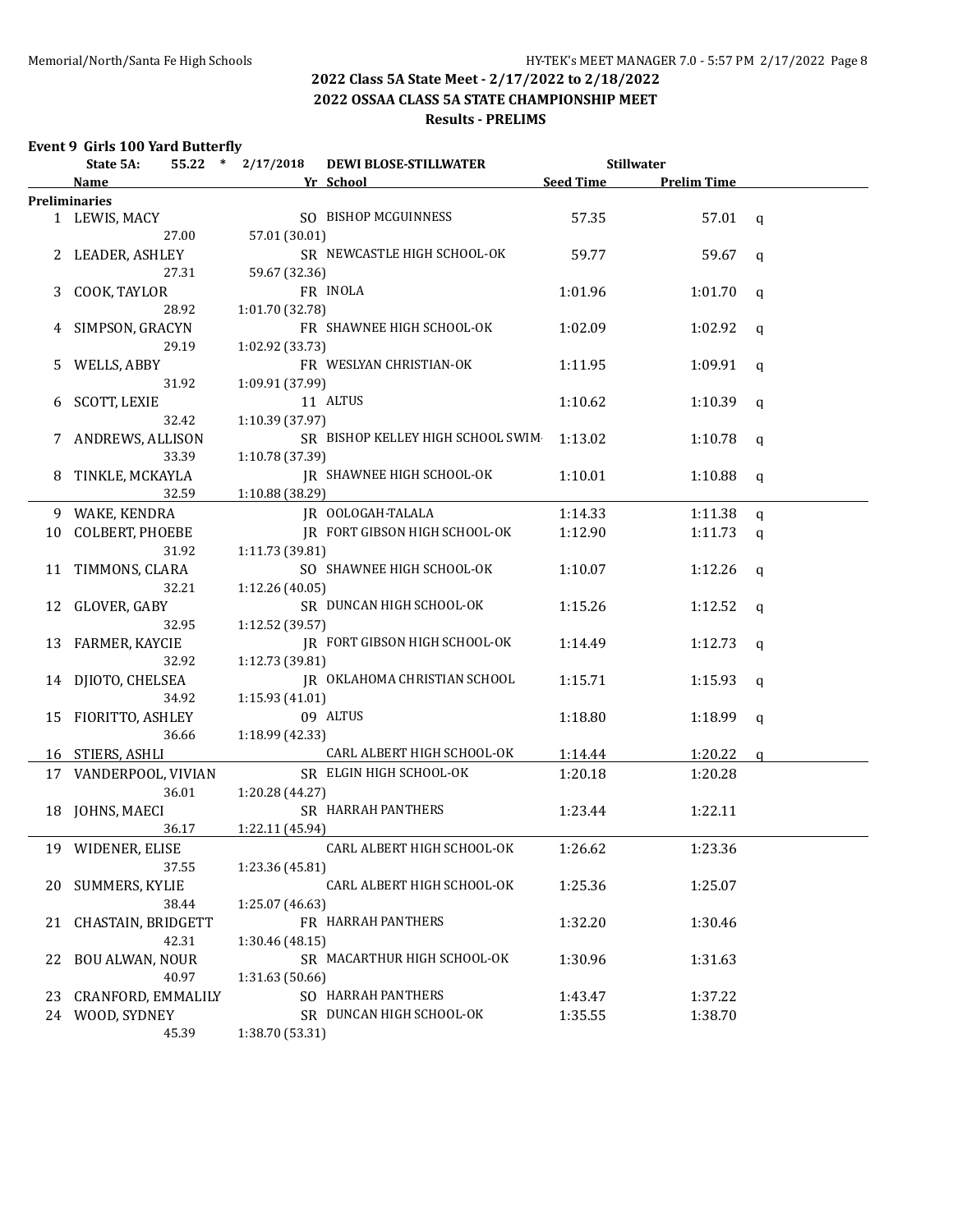## 2022 Class 5A State Meet - 2/17/2022 to 2/18/2022

## 2022 OSSAA CLASS 5A STATE CHAMPIONSHIP MEET

### Results - PRELIMS

**Event 9 Girls 100 Yard Butterfly**

State 5A: 55.22 * 2/17/2018 DEWI BLOSE-STILLWATER Stillwater

| | Name | Yr | School | Seed Time | Prelim Time | |
|---|---|---|---|---|---|---|
| **Preliminaries** | | | | | | |
| 1 | LEWIS, MACY | SO | BISHOP MCGUINNESS | 57.35 | 57.01 | q |
| | 27.00 &nbsp; 57.01 (30.01) | | | | | |
| 2 | LEADER, ASHLEY | SR | NEWCASTLE HIGH SCHOOL-OK | 59.77 | 59.67 | q |
| | 27.31 &nbsp; 59.67 (32.36) | | | | | |
| 3 | COOK, TAYLOR | FR | INOLA | 1:01.96 | 1:01.70 | q |
| | 28.92 &nbsp; 1:01.70 (32.78) | | | | | |
| 4 | SIMPSON, GRACYN | FR | SHAWNEE HIGH SCHOOL-OK | 1:02.09 | 1:02.92 | q |
| | 29.19 &nbsp; 1:02.92 (33.73) | | | | | |
| 5 | WELLS, ABBY | FR | WESLYAN CHRISTIAN-OK | 1:11.95 | 1:09.91 | q |
| | 31.92 &nbsp; 1:09.91 (37.99) | | | | | |
| 6 | SCOTT, LEXIE | 11 | ALTUS | 1:10.62 | 1:10.39 | q |
| | 32.42 &nbsp; 1:10.39 (37.97) | | | | | |
| 7 | ANDREWS, ALLISON | SR | BISHOP KELLEY HIGH SCHOOL SWIM- | 1:13.02 | 1:10.78 | q |
| | 33.39 &nbsp; 1:10.78 (37.39) | | | | | |
| 8 | TINKLE, MCKAYLA | JR | SHAWNEE HIGH SCHOOL-OK | 1:10.01 | 1:10.88 | q |
| | 32.59 &nbsp; 1:10.88 (38.29) | | | | | |
| 9 | WAKE, KENDRA | JR | OOLOGAH-TALALA | 1:14.33 | 1:11.38 | q |
| 10 | COLBERT, PHOEBE | JR | FORT GIBSON HIGH SCHOOL-OK | 1:12.90 | 1:11.73 | q |
| | 31.92 &nbsp; 1:11.73 (39.81) | | | | | |
| 11 | TIMMONS, CLARA | SO | SHAWNEE HIGH SCHOOL-OK | 1:10.07 | 1:12.26 | q |
| | 32.21 &nbsp; 1:12.26 (40.05) | | | | | |
| 12 | GLOVER, GABY | SR | DUNCAN HIGH SCHOOL-OK | 1:15.26 | 1:12.52 | q |
| | 32.95 &nbsp; 1:12.52 (39.57) | | | | | |
| 13 | FARMER, KAYCIE | JR | FORT GIBSON HIGH SCHOOL-OK | 1:14.49 | 1:12.73 | q |
| | 32.92 &nbsp; 1:12.73 (39.81) | | | | | |
| 14 | DJIOTO, CHELSEA | JR | OKLAHOMA CHRISTIAN SCHOOL | 1:15.71 | 1:15.93 | q |
| | 34.92 &nbsp; 1:15.93 (41.01) | | | | | |
| 15 | FIORITTO, ASHLEY | 09 | ALTUS | 1:18.80 | 1:18.99 | q |
| | 36.66 &nbsp; 1:18.99 (42.33) | | | | | |
| 16 | STIERS, ASHLI | | CARL ALBERT HIGH SCHOOL-OK | 1:14.44 | 1:20.22 | q |
| 17 | VANDERPOOL, VIVIAN | SR | ELGIN HIGH SCHOOL-OK | 1:20.18 | 1:20.28 | |
| | 36.01 &nbsp; 1:20.28 (44.27) | | | | | |
| 18 | JOHNS, MAECI | SR | HARRAH PANTHERS | 1:23.44 | 1:22.11 | |
| | 36.17 &nbsp; 1:22.11 (45.94) | | | | | |
| 19 | WIDENER, ELISE | | CARL ALBERT HIGH SCHOOL-OK | 1:26.62 | 1:23.36 | |
| | 37.55 &nbsp; 1:23.36 (45.81) | | | | | |
| 20 | SUMMERS, KYLIE | | CARL ALBERT HIGH SCHOOL-OK | 1:25.36 | 1:25.07 | |
| | 38.44 &nbsp; 1:25.07 (46.63) | | | | | |
| 21 | CHASTAIN, BRIDGETT | FR | HARRAH PANTHERS | 1:32.20 | 1:30.46 | |
| | 42.31 &nbsp; 1:30.46 (48.15) | | | | | |
| 22 | BOU ALWAN, NOUR | SR | MACARTHUR HIGH SCHOOL-OK | 1:30.96 | 1:31.63 | |
| | 40.97 &nbsp; 1:31.63 (50.66) | | | | | |
| 23 | CRANFORD, EMMALILY | SO | HARRAH PANTHERS | 1:43.47 | 1:37.22 | |
| 24 | WOOD, SYDNEY | SR | DUNCAN HIGH SCHOOL-OK | 1:35.55 | 1:38.70 | |
| | 45.39 &nbsp; 1:38.70 (53.31) | | | | | |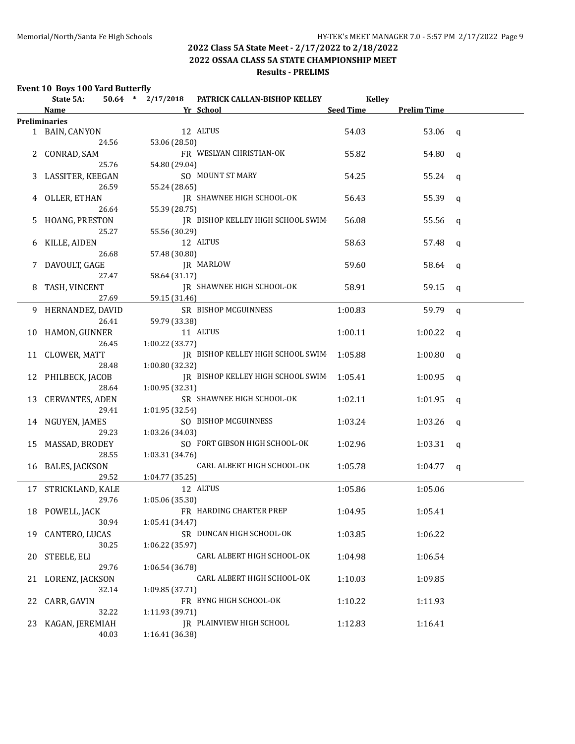## 2022 Class 5A State Meet - 2/17/2022 to 2/18/2022
## 2022 OSSAA CLASS 5A STATE CHAMPIONSHIP MEET
## Results - PRELIMS

### Event 10 Boys 100 Yard Butterfly

State 5A: 50.64 * 2/17/2018 PATRICK CALLAN-BISHOP KELLEY Kelley

| | Name | Yr | School | Seed Time | Prelim Time | |
|---|---|---|---|---|---|---|
| **Preliminaries** | | | | | | |
| 1 | BAIN, CANYON | 12 | ALTUS | 54.03 | 53.06 | q |
| | 24.56 | 53.06 (28.50) | | | | |
| 2 | CONRAD, SAM | FR | WESLYAN CHRISTIAN-OK | 55.82 | 54.80 | q |
| | 25.76 | 54.80 (29.04) | | | | |
| 3 | LASSITER, KEEGAN | SO | MOUNT ST MARY | 54.25 | 55.24 | q |
| | 26.59 | 55.24 (28.65) | | | | |
| 4 | OLLER, ETHAN | JR | SHAWNEE HIGH SCHOOL-OK | 56.43 | 55.39 | q |
| | 26.64 | 55.39 (28.75) | | | | |
| 5 | HOANG, PRESTON | JR | BISHOP KELLEY HIGH SCHOOL SWIM | 56.08 | 55.56 | q |
| | 25.27 | 55.56 (30.29) | | | | |
| 6 | KILLE, AIDEN | 12 | ALTUS | 58.63 | 57.48 | q |
| | 26.68 | 57.48 (30.80) | | | | |
| 7 | DAVOULT, GAGE | JR | MARLOW | 59.60 | 58.64 | q |
| | 27.47 | 58.64 (31.17) | | | | |
| 8 | TASH, VINCENT | JR | SHAWNEE HIGH SCHOOL-OK | 58.91 | 59.15 | q |
| | 27.69 | 59.15 (31.46) | | | | |
| 9 | HERNANDEZ, DAVID | SR | BISHOP MCGUINNESS | 1:00.83 | 59.79 | q |
| | 26.41 | 59.79 (33.38) | | | | |
| 10 | HAMON, GUNNER | 11 | ALTUS | 1:00.11 | 1:00.22 | q |
| | 26.45 | 1:00.22 (33.77) | | | | |
| 11 | CLOWER, MATT | JR | BISHOP KELLEY HIGH SCHOOL SWIM | 1:05.88 | 1:00.80 | q |
| | 28.48 | 1:00.80 (32.32) | | | | |
| 12 | PHILBECK, JACOB | JR | BISHOP KELLEY HIGH SCHOOL SWIM | 1:05.41 | 1:00.95 | q |
| | 28.64 | 1:00.95 (32.31) | | | | |
| 13 | CERVANTES, ADEN | SR | SHAWNEE HIGH SCHOOL-OK | 1:02.11 | 1:01.95 | q |
| | 29.41 | 1:01.95 (32.54) | | | | |
| 14 | NGUYEN, JAMES | SO | BISHOP MCGUINNESS | 1:03.24 | 1:03.26 | q |
| | 29.23 | 1:03.26 (34.03) | | | | |
| 15 | MASSAD, BRODEY | SO | FORT GIBSON HIGH SCHOOL-OK | 1:02.96 | 1:03.31 | q |
| | 28.55 | 1:03.31 (34.76) | | | | |
| 16 | BALES, JACKSON | | CARL ALBERT HIGH SCHOOL-OK | 1:05.78 | 1:04.77 | q |
| | 29.52 | 1:04.77 (35.25) | | | | |
| 17 | STRICKLAND, KALE | 12 | ALTUS | 1:05.86 | 1:05.06 | |
| | 29.76 | 1:05.06 (35.30) | | | | |
| 18 | POWELL, JACK | FR | HARDING CHARTER PREP | 1:04.95 | 1:05.41 | |
| | 30.94 | 1:05.41 (34.47) | | | | |
| 19 | CANTERO, LUCAS | SR | DUNCAN HIGH SCHOOL-OK | 1:03.85 | 1:06.22 | |
| | 30.25 | 1:06.22 (35.97) | | | | |
| 20 | STEELE, ELI | | CARL ALBERT HIGH SCHOOL-OK | 1:04.98 | 1:06.54 | |
| | 29.76 | 1:06.54 (36.78) | | | | |
| 21 | LORENZ, JACKSON | | CARL ALBERT HIGH SCHOOL-OK | 1:10.03 | 1:09.85 | |
| | 32.14 | 1:09.85 (37.71) | | | | |
| 22 | CARR, GAVIN | FR | BYNG HIGH SCHOOL-OK | 1:10.22 | 1:11.93 | |
| | 32.22 | 1:11.93 (39.71) | | | | |
| 23 | KAGAN, JEREMIAH | JR | PLAINVIEW HIGH SCHOOL | 1:12.83 | 1:16.41 | |
| | 40.03 | 1:16.41 (36.38) | | | | |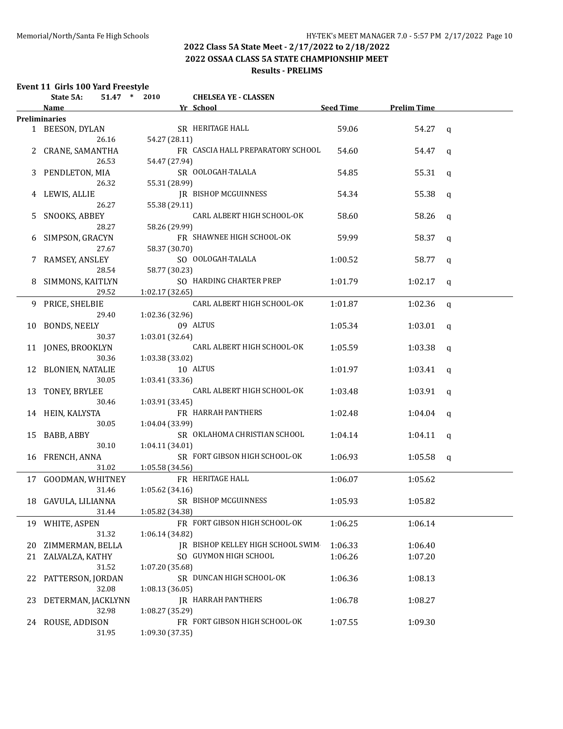## 2022 Class 5A State Meet - 2/17/2022 to 2/18/2022
## 2022 OSSAA CLASS 5A STATE CHAMPIONSHIP MEET
## Results - PRELIMS

### Event 11 Girls 100 Yard Freestyle

State 5A: 51.47 * 2010 CHELSEA YE - CLASSEN

| | Name | Yr | School | Seed Time | Prelim Time | |
|---|---|---|---|---|---|---|
| **Preliminaries** | | | | | | |
| 1 | BEESON, DYLAN | SR | HERITAGE HALL | 59.06 | 54.27 | q |
| | 26.16 | 54.27 (28.11) | | | | |
| 2 | CRANE, SAMANTHA | FR | CASCIA HALL PREPARATORY SCHOOL | 54.60 | 54.47 | q |
| | 26.53 | 54.47 (27.94) | | | | |
| 3 | PENDLETON, MIA | SR | OOLOGAH-TALALA | 54.85 | 55.31 | q |
| | 26.32 | 55.31 (28.99) | | | | |
| 4 | LEWIS, ALLIE | JR | BISHOP MCGUINNESS | 54.34 | 55.38 | q |
| | 26.27 | 55.38 (29.11) | | | | |
| 5 | SNOOKS, ABBEY | | CARL ALBERT HIGH SCHOOL-OK | 58.60 | 58.26 | q |
| | 28.27 | 58.26 (29.99) | | | | |
| 6 | SIMPSON, GRACYN | FR | SHAWNEE HIGH SCHOOL-OK | 59.99 | 58.37 | q |
| | 27.67 | 58.37 (30.70) | | | | |
| 7 | RAMSEY, ANSLEY | SO | OOLOGAH-TALALA | 1:00.52 | 58.77 | q |
| | 28.54 | 58.77 (30.23) | | | | |
| 8 | SIMMONS, KAITLYN | SO | HARDING CHARTER PREP | 1:01.79 | 1:02.17 | q |
| | 29.52 | 1:02.17 (32.65) | | | | |
| 9 | PRICE, SHELBIE | | CARL ALBERT HIGH SCHOOL-OK | 1:01.87 | 1:02.36 | q |
| | 29.40 | 1:02.36 (32.96) | | | | |
| 10 | BONDS, NEELY | 09 | ALTUS | 1:05.34 | 1:03.01 | q |
| | 30.37 | 1:03.01 (32.64) | | | | |
| 11 | JONES, BROOKLYN | | CARL ALBERT HIGH SCHOOL-OK | 1:05.59 | 1:03.38 | q |
| | 30.36 | 1:03.38 (33.02) | | | | |
| 12 | BLONIEN, NATALIE | 10 | ALTUS | 1:01.97 | 1:03.41 | q |
| | 30.05 | 1:03.41 (33.36) | | | | |
| 13 | TONEY, BRYLEE | | CARL ALBERT HIGH SCHOOL-OK | 1:03.48 | 1:03.91 | q |
| | 30.46 | 1:03.91 (33.45) | | | | |
| 14 | HEIN, KALYSTA | FR | HARRAH PANTHERS | 1:02.48 | 1:04.04 | q |
| | 30.05 | 1:04.04 (33.99) | | | | |
| 15 | BABB, ABBY | SR | OKLAHOMA CHRISTIAN SCHOOL | 1:04.14 | 1:04.11 | q |
| | 30.10 | 1:04.11 (34.01) | | | | |
| 16 | FRENCH, ANNA | SR | FORT GIBSON HIGH SCHOOL-OK | 1:06.93 | 1:05.58 | q |
| | 31.02 | 1:05.58 (34.56) | | | | |
| 17 | GOODMAN, WHITNEY | FR | HERITAGE HALL | 1:06.07 | 1:05.62 | |
| | 31.46 | 1:05.62 (34.16) | | | | |
| 18 | GAVULA, LILIANNA | SR | BISHOP MCGUINNESS | 1:05.93 | 1:05.82 | |
| | 31.44 | 1:05.82 (34.38) | | | | |
| 19 | WHITE, ASPEN | FR | FORT GIBSON HIGH SCHOOL-OK | 1:06.25 | 1:06.14 | |
| | 31.32 | 1:06.14 (34.82) | | | | |
| 20 | ZIMMERMAN, BELLA | JR | BISHOP KELLEY HIGH SCHOOL SWIM | 1:06.33 | 1:06.40 | |
| 21 | ZALVALZA, KATHY | SO | GUYMON HIGH SCHOOL | 1:06.26 | 1:07.20 | |
| | 31.52 | 1:07.20 (35.68) | | | | |
| 22 | PATTERSON, JORDAN | SR | DUNCAN HIGH SCHOOL-OK | 1:06.36 | 1:08.13 | |
| | 32.08 | 1:08.13 (36.05) | | | | |
| 23 | DETERMAN, JACKLYNN | JR | HARRAH PANTHERS | 1:06.78 | 1:08.27 | |
| | 32.98 | 1:08.27 (35.29) | | | | |
| 24 | ROUSE, ADDISON | FR | FORT GIBSON HIGH SCHOOL-OK | 1:07.55 | 1:09.30 | |
| | 31.95 | 1:09.30 (37.35) | | | | |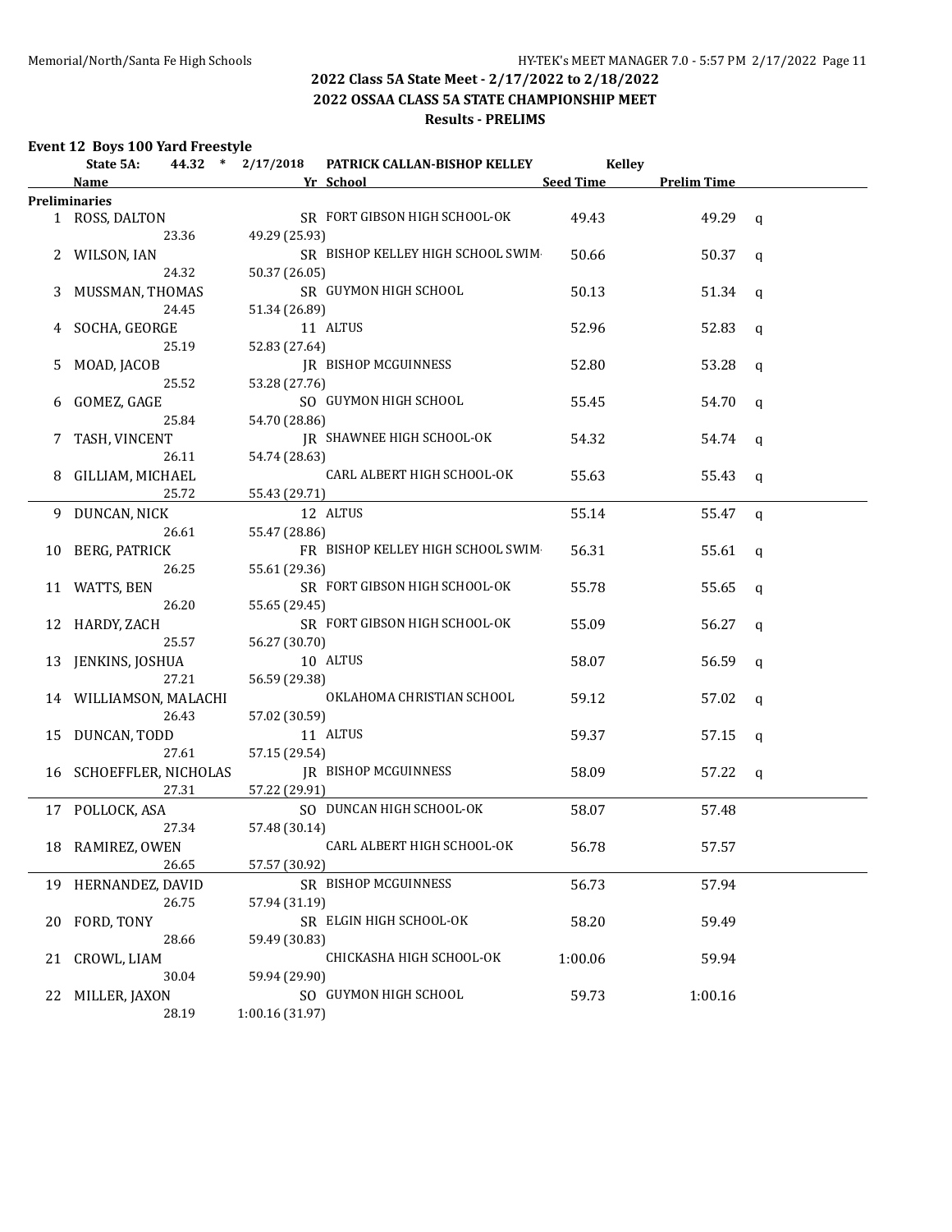## 2022 Class 5A State Meet - 2/17/2022 to 2/18/2022

## 2022 OSSAA CLASS 5A STATE CHAMPIONSHIP MEET

## Results - PRELIMS

### Event 12 Boys 100 Yard Freestyle

State 5A: 44.32 * 2/17/2018 PATRICK CALLAN-BISHOP KELLEY Kelley

| | Name | Yr | School | Seed Time | Prelim Time | |
|---|---|---|---|---|---|---|
| **Preliminaries** | | | | | | |
| 1 | ROSS, DALTON | SR | FORT GIBSON HIGH SCHOOL-OK | 49.43 | 49.29 | q |
| | 23.36 | 49.29 (25.93) | | | | |
| 2 | WILSON, IAN | SR | BISHOP KELLEY HIGH SCHOOL SWIM· | 50.66 | 50.37 | q |
| | 24.32 | 50.37 (26.05) | | | | |
| 3 | MUSSMAN, THOMAS | SR | GUYMON HIGH SCHOOL | 50.13 | 51.34 | q |
| | 24.45 | 51.34 (26.89) | | | | |
| 4 | SOCHA, GEORGE | 11 | ALTUS | 52.96 | 52.83 | q |
| | 25.19 | 52.83 (27.64) | | | | |
| 5 | MOAD, JACOB | JR | BISHOP MCGUINNESS | 52.80 | 53.28 | q |
| | 25.52 | 53.28 (27.76) | | | | |
| 6 | GOMEZ, GAGE | SO | GUYMON HIGH SCHOOL | 55.45 | 54.70 | q |
| | 25.84 | 54.70 (28.86) | | | | |
| 7 | TASH, VINCENT | JR | SHAWNEE HIGH SCHOOL-OK | 54.32 | 54.74 | q |
| | 26.11 | 54.74 (28.63) | | | | |
| 8 | GILLIAM, MICHAEL | | CARL ALBERT HIGH SCHOOL-OK | 55.63 | 55.43 | q |
| | 25.72 | 55.43 (29.71) | | | | |
| 9 | DUNCAN, NICK | 12 | ALTUS | 55.14 | 55.47 | q |
| | 26.61 | 55.47 (28.86) | | | | |
| 10 | BERG, PATRICK | FR | BISHOP KELLEY HIGH SCHOOL SWIM· | 56.31 | 55.61 | q |
| | 26.25 | 55.61 (29.36) | | | | |
| 11 | WATTS, BEN | SR | FORT GIBSON HIGH SCHOOL-OK | 55.78 | 55.65 | q |
| | 26.20 | 55.65 (29.45) | | | | |
| 12 | HARDY, ZACH | SR | FORT GIBSON HIGH SCHOOL-OK | 55.09 | 56.27 | q |
| | 25.57 | 56.27 (30.70) | | | | |
| 13 | JENKINS, JOSHUA | 10 | ALTUS | 58.07 | 56.59 | q |
| | 27.21 | 56.59 (29.38) | | | | |
| 14 | WILLIAMSON, MALACHI | | OKLAHOMA CHRISTIAN SCHOOL | 59.12 | 57.02 | q |
| | 26.43 | 57.02 (30.59) | | | | |
| 15 | DUNCAN, TODD | 11 | ALTUS | 59.37 | 57.15 | q |
| | 27.61 | 57.15 (29.54) | | | | |
| 16 | SCHOEFFLER, NICHOLAS | JR | BISHOP MCGUINNESS | 58.09 | 57.22 | q |
| | 27.31 | 57.22 (29.91) | | | | |
| 17 | POLLOCK, ASA | SO | DUNCAN HIGH SCHOOL-OK | 58.07 | 57.48 | |
| | 27.34 | 57.48 (30.14) | | | | |
| 18 | RAMIREZ, OWEN | | CARL ALBERT HIGH SCHOOL-OK | 56.78 | 57.57 | |
| | 26.65 | 57.57 (30.92) | | | | |
| 19 | HERNANDEZ, DAVID | SR | BISHOP MCGUINNESS | 56.73 | 57.94 | |
| | 26.75 | 57.94 (31.19) | | | | |
| 20 | FORD, TONY | SR | ELGIN HIGH SCHOOL-OK | 58.20 | 59.49 | |
| | 28.66 | 59.49 (30.83) | | | | |
| 21 | CROWL, LIAM | | CHICKASHA HIGH SCHOOL-OK | 1:00.06 | 59.94 | |
| | 30.04 | 59.94 (29.90) | | | | |
| 22 | MILLER, JAXON | SO | GUYMON HIGH SCHOOL | 59.73 | 1:00.16 | |
| | 28.19 | 1:00.16 (31.97) | | | | |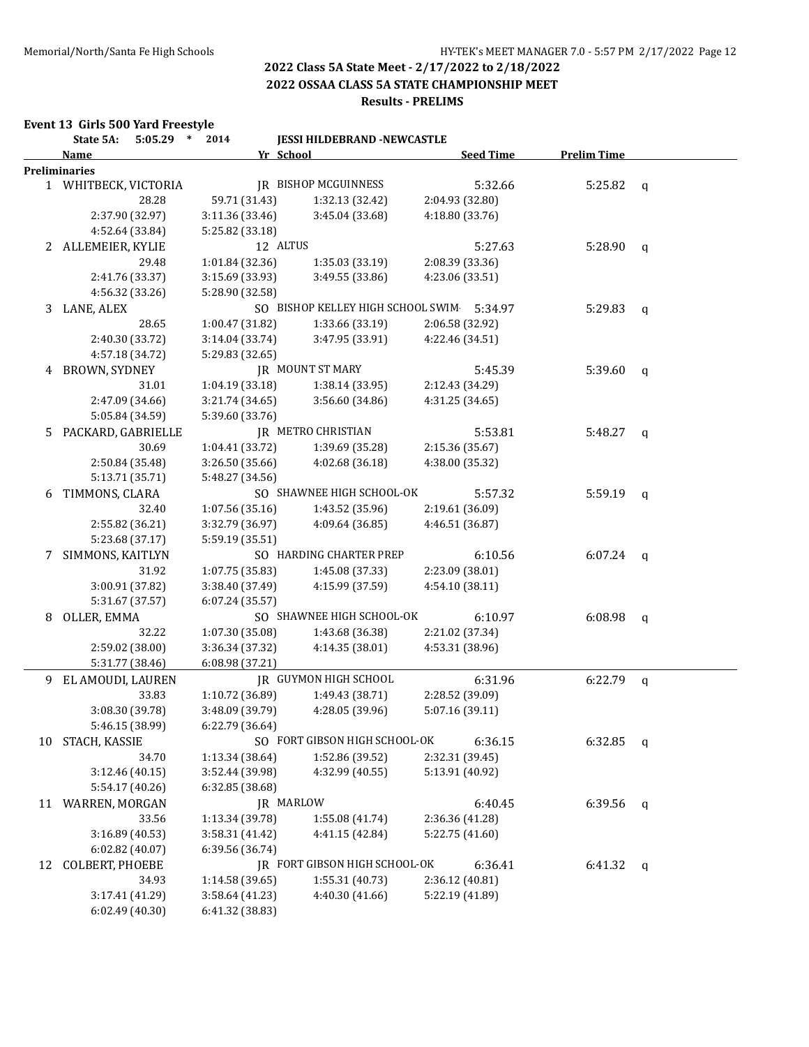## 2022 Class 5A State Meet - 2/17/2022 to 2/18/2022
## 2022 OSSAA CLASS 5A STATE CHAMPIONSHIP MEET
## Results - PRELIMS

### Event 13 Girls 500 Yard Freestyle

State 5A: 5:05.29 * 2014 JESSI HILDEBRAND -NEWCASTLE

| | Name | Yr | School | Seed Time | Prelim Time | |
|---|---|---|---|---|---|---|
| **Preliminaries** | | | | | | |
| 1 | WHITBECK, VICTORIA | JR | BISHOP MCGUINNESS | 5:32.66 | 5:25.82 | q |
| | 28.28 | 59.71 (31.43) | 1:32.13 (32.42) | 2:04.93 (32.80) | | |
| | 2:37.90 (32.97) | 3:11.36 (33.46) | 3:45.04 (33.68) | 4:18.80 (33.76) | | |
| | 4:52.64 (33.84) | 5:25.82 (33.18) | | | | |
| 2 | ALLEMEIER, KYLIE | 12 | ALTUS | 5:27.63 | 5:28.90 | q |
| | 29.48 | 1:01.84 (32.36) | 1:35.03 (33.19) | 2:08.39 (33.36) | | |
| | 2:41.76 (33.37) | 3:15.69 (33.93) | 3:49.55 (33.86) | 4:23.06 (33.51) | | |
| | 4:56.32 (33.26) | 5:28.90 (32.58) | | | | |
| 3 | LANE, ALEX | SO | BISHOP KELLEY HIGH SCHOOL SWIM | 5:34.97 | 5:29.83 | q |
| | 28.65 | 1:00.47 (31.82) | 1:33.66 (33.19) | 2:06.58 (32.92) | | |
| | 2:40.30 (33.72) | 3:14.04 (33.74) | 3:47.95 (33.91) | 4:22.46 (34.51) | | |
| | 4:57.18 (34.72) | 5:29.83 (32.65) | | | | |
| 4 | BROWN, SYDNEY | JR | MOUNT ST MARY | 5:45.39 | 5:39.60 | q |
| | 31.01 | 1:04.19 (33.18) | 1:38.14 (33.95) | 2:12.43 (34.29) | | |
| | 2:47.09 (34.66) | 3:21.74 (34.65) | 3:56.60 (34.86) | 4:31.25 (34.65) | | |
| | 5:05.84 (34.59) | 5:39.60 (33.76) | | | | |
| 5 | PACKARD, GABRIELLE | JR | METRO CHRISTIAN | 5:53.81 | 5:48.27 | q |
| | 30.69 | 1:04.41 (33.72) | 1:39.69 (35.28) | 2:15.36 (35.67) | | |
| | 2:50.84 (35.48) | 3:26.50 (35.66) | 4:02.68 (36.18) | 4:38.00 (35.32) | | |
| | 5:13.71 (35.71) | 5:48.27 (34.56) | | | | |
| 6 | TIMMONS, CLARA | SO | SHAWNEE HIGH SCHOOL-OK | 5:57.32 | 5:59.19 | q |
| | 32.40 | 1:07.56 (35.16) | 1:43.52 (35.96) | 2:19.61 (36.09) | | |
| | 2:55.82 (36.21) | 3:32.79 (36.97) | 4:09.64 (36.85) | 4:46.51 (36.87) | | |
| | 5:23.68 (37.17) | 5:59.19 (35.51) | | | | |
| 7 | SIMMONS, KAITLYN | SO | HARDING CHARTER PREP | 6:10.56 | 6:07.24 | q |
| | 31.92 | 1:07.75 (35.83) | 1:45.08 (37.33) | 2:23.09 (38.01) | | |
| | 3:00.91 (37.82) | 3:38.40 (37.49) | 4:15.99 (37.59) | 4:54.10 (38.11) | | |
| | 5:31.67 (37.57) | 6:07.24 (35.57) | | | | |
| 8 | OLLER, EMMA | SO | SHAWNEE HIGH SCHOOL-OK | 6:10.97 | 6:08.98 | q |
| | 32.22 | 1:07.30 (35.08) | 1:43.68 (36.38) | 2:21.02 (37.34) | | |
| | 2:59.02 (38.00) | 3:36.34 (37.32) | 4:14.35 (38.01) | 4:53.31 (38.96) | | |
| | 5:31.77 (38.46) | 6:08.98 (37.21) | | | | |
| 9 | EL AMOUDI, LAUREN | JR | GUYMON HIGH SCHOOL | 6:31.96 | 6:22.79 | q |
| | 33.83 | 1:10.72 (36.89) | 1:49.43 (38.71) | 2:28.52 (39.09) | | |
| | 3:08.30 (39.78) | 3:48.09 (39.79) | 4:28.05 (39.96) | 5:07.16 (39.11) | | |
| | 5:46.15 (38.99) | 6:22.79 (36.64) | | | | |
| 10 | STACH, KASSIE | SO | FORT GIBSON HIGH SCHOOL-OK | 6:36.15 | 6:32.85 | q |
| | 34.70 | 1:13.34 (38.64) | 1:52.86 (39.52) | 2:32.31 (39.45) | | |
| | 3:12.46 (40.15) | 3:52.44 (39.98) | 4:32.99 (40.55) | 5:13.91 (40.92) | | |
| | 5:54.17 (40.26) | 6:32.85 (38.68) | | | | |
| 11 | WARREN, MORGAN | JR | MARLOW | 6:40.45 | 6:39.56 | q |
| | 33.56 | 1:13.34 (39.78) | 1:55.08 (41.74) | 2:36.36 (41.28) | | |
| | 3:16.89 (40.53) | 3:58.31 (41.42) | 4:41.15 (42.84) | 5:22.75 (41.60) | | |
| | 6:02.82 (40.07) | 6:39.56 (36.74) | | | | |
| 12 | COLBERT, PHOEBE | JR | FORT GIBSON HIGH SCHOOL-OK | 6:36.41 | 6:41.32 | q |
| | 34.93 | 1:14.58 (39.65) | 1:55.31 (40.73) | 2:36.12 (40.81) | | |
| | 3:17.41 (41.29) | 3:58.64 (41.23) | 4:40.30 (41.66) | 5:22.19 (41.89) | | |
| | 6:02.49 (40.30) | 6:41.32 (38.83) | | | | |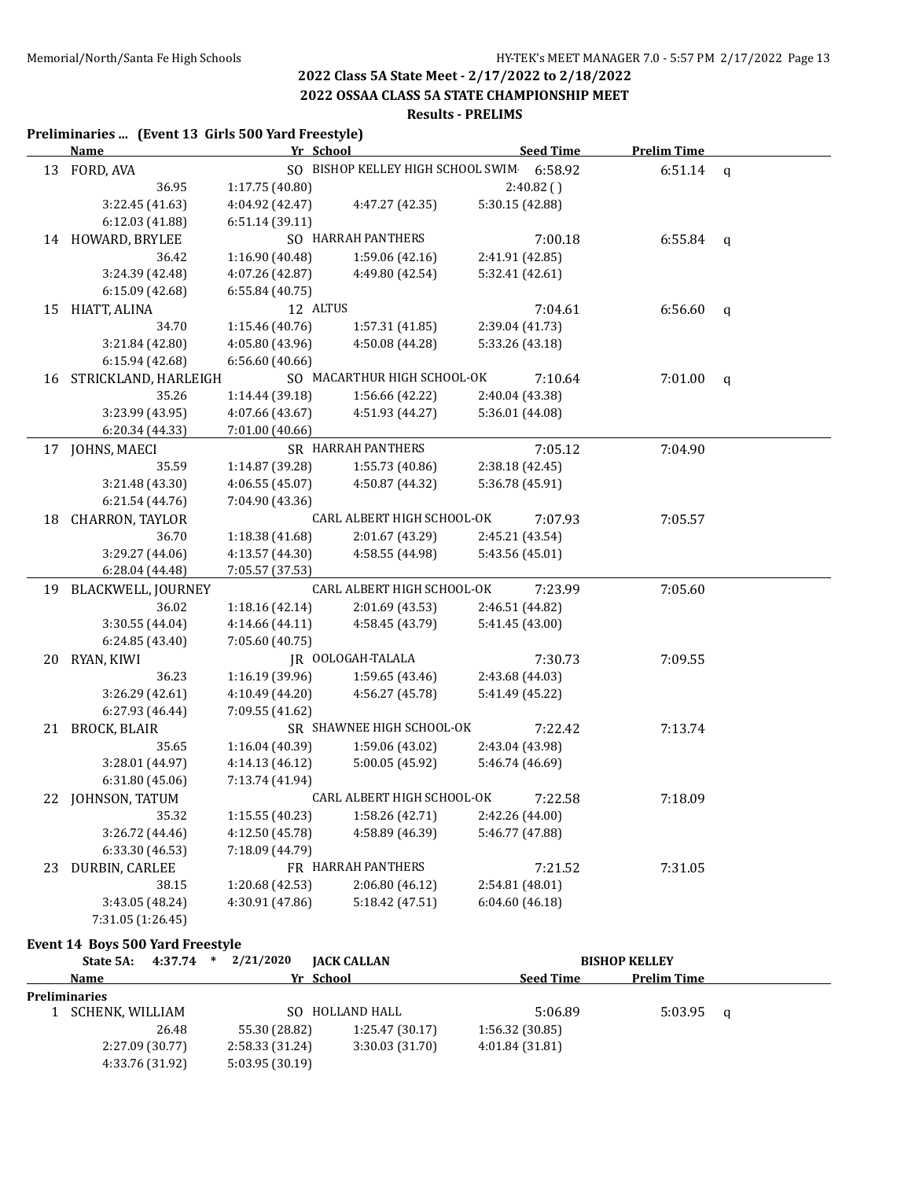## 2022 Class 5A State Meet - 2/17/2022 to 2/18/2022

## 2022 OSSAA CLASS 5A STATE CHAMPIONSHIP MEET

### Results - PRELIMS

**Preliminaries ... (Event 13 Girls 500 Yard Freestyle)**

| | Name | Yr | School | Seed Time | Prelim Time | |
|---|---|---|---|---|---|---|
| 13 | FORD, AVA | SO | BISHOP KELLEY HIGH SCHOOL SWIM· | 6:58.92 | 6:51.14 | q |
| | 36.95 | 1:17.75 (40.80) | | 2:40.82 ( ) | | |
| | 3:22.45 (41.63) | 4:04.92 (42.47) | 4:47.27 (42.35) | 5:30.15 (42.88) | | |
| | 6:12.03 (41.88) | 6:51.14 (39.11) | | | | |
| 14 | HOWARD, BRYLEE | SO | HARRAH PANTHERS | 7:00.18 | 6:55.84 | q |
| | 36.42 | 1:16.90 (40.48) | 1:59.06 (42.16) | 2:41.91 (42.85) | | |
| | 3:24.39 (42.48) | 4:07.26 (42.87) | 4:49.80 (42.54) | 5:32.41 (42.61) | | |
| | 6:15.09 (42.68) | 6:55.84 (40.75) | | | | |
| 15 | HIATT, ALINA | 12 | ALTUS | 7:04.61 | 6:56.60 | q |
| | 34.70 | 1:15.46 (40.76) | 1:57.31 (41.85) | 2:39.04 (41.73) | | |
| | 3:21.84 (42.80) | 4:05.80 (43.96) | 4:50.08 (44.28) | 5:33.26 (43.18) | | |
| | 6:15.94 (42.68) | 6:56.60 (40.66) | | | | |
| 16 | STRICKLAND, HARLEIGH | SO | MACARTHUR HIGH SCHOOL-OK | 7:10.64 | 7:01.00 | q |
| | 35.26 | 1:14.44 (39.18) | 1:56.66 (42.22) | 2:40.04 (43.38) | | |
| | 3:23.99 (43.95) | 4:07.66 (43.67) | 4:51.93 (44.27) | 5:36.01 (44.08) | | |
| | 6:20.34 (44.33) | 7:01.00 (40.66) | | | | |
| 17 | JOHNS, MAECI | SR | HARRAH PANTHERS | 7:05.12 | 7:04.90 | |
| | 35.59 | 1:14.87 (39.28) | 1:55.73 (40.86) | 2:38.18 (42.45) | | |
| | 3:21.48 (43.30) | 4:06.55 (45.07) | 4:50.87 (44.32) | 5:36.78 (45.91) | | |
| | 6:21.54 (44.76) | 7:04.90 (43.36) | | | | |
| 18 | CHARRON, TAYLOR | | CARL ALBERT HIGH SCHOOL-OK | 7:07.93 | 7:05.57 | |
| | 36.70 | 1:18.38 (41.68) | 2:01.67 (43.29) | 2:45.21 (43.54) | | |
| | 3:29.27 (44.06) | 4:13.57 (44.30) | 4:58.55 (44.98) | 5:43.56 (45.01) | | |
| | 6:28.04 (44.48) | 7:05.57 (37.53) | | | | |
| 19 | BLACKWELL, JOURNEY | | CARL ALBERT HIGH SCHOOL-OK | 7:23.99 | 7:05.60 | |
| | 36.02 | 1:18.16 (42.14) | 2:01.69 (43.53) | 2:46.51 (44.82) | | |
| | 3:30.55 (44.04) | 4:14.66 (44.11) | 4:58.45 (43.79) | 5:41.45 (43.00) | | |
| | 6:24.85 (43.40) | 7:05.60 (40.75) | | | | |
| 20 | RYAN, KIWI | JR | OOLOGAH-TALALA | 7:30.73 | 7:09.55 | |
| | 36.23 | 1:16.19 (39.96) | 1:59.65 (43.46) | 2:43.68 (44.03) | | |
| | 3:26.29 (42.61) | 4:10.49 (44.20) | 4:56.27 (45.78) | 5:41.49 (45.22) | | |
| | 6:27.93 (46.44) | 7:09.55 (41.62) | | | | |
| 21 | BROCK, BLAIR | SR | SHAWNEE HIGH SCHOOL-OK | 7:22.42 | 7:13.74 | |
| | 35.65 | 1:16.04 (40.39) | 1:59.06 (43.02) | 2:43.04 (43.98) | | |
| | 3:28.01 (44.97) | 4:14.13 (46.12) | 5:00.05 (45.92) | 5:46.74 (46.69) | | |
| | 6:31.80 (45.06) | 7:13.74 (41.94) | | | | |
| 22 | JOHNSON, TATUM | | CARL ALBERT HIGH SCHOOL-OK | 7:22.58 | 7:18.09 | |
| | 35.32 | 1:15.55 (40.23) | 1:58.26 (42.71) | 2:42.26 (44.00) | | |
| | 3:26.72 (44.46) | 4:12.50 (45.78) | 4:58.89 (46.39) | 5:46.77 (47.88) | | |
| | 6:33.30 (46.53) | 7:18.09 (44.79) | | | | |
| 23 | DURBIN, CARLEE | FR | HARRAH PANTHERS | 7:21.52 | 7:31.05 | |
| | 38.15 | 1:20.68 (42.53) | 2:06.80 (46.12) | 2:54.81 (48.01) | | |
| | 3:43.05 (48.24) | 4:30.91 (47.86) | 5:18.42 (47.51) | 6:04.60 (46.18) | | |
| | 7:31.05 (1:26.45) | | | | | |

**Event 14 Boys 500 Yard Freestyle**

State 5A: 4:37.74 * 2/21/2020 JACK CALLAN BISHOP KELLEY

| | Name | Yr | School | Seed Time | Prelim Time | |
|---|---|---|---|---|---|---|
| **Preliminaries** | | | | | | |
| 1 | SCHENK, WILLIAM | SO | HOLLAND HALL | 5:06.89 | 5:03.95 | q |
| | 26.48 | 55.30 (28.82) | 1:25.47 (30.17) | 1:56.32 (30.85) | | |
| | 2:27.09 (30.77) | 2:58.33 (31.24) | 3:30.03 (31.70) | 4:01.84 (31.81) | | |
| | 4:33.76 (31.92) | 5:03.95 (30.19) | | | | |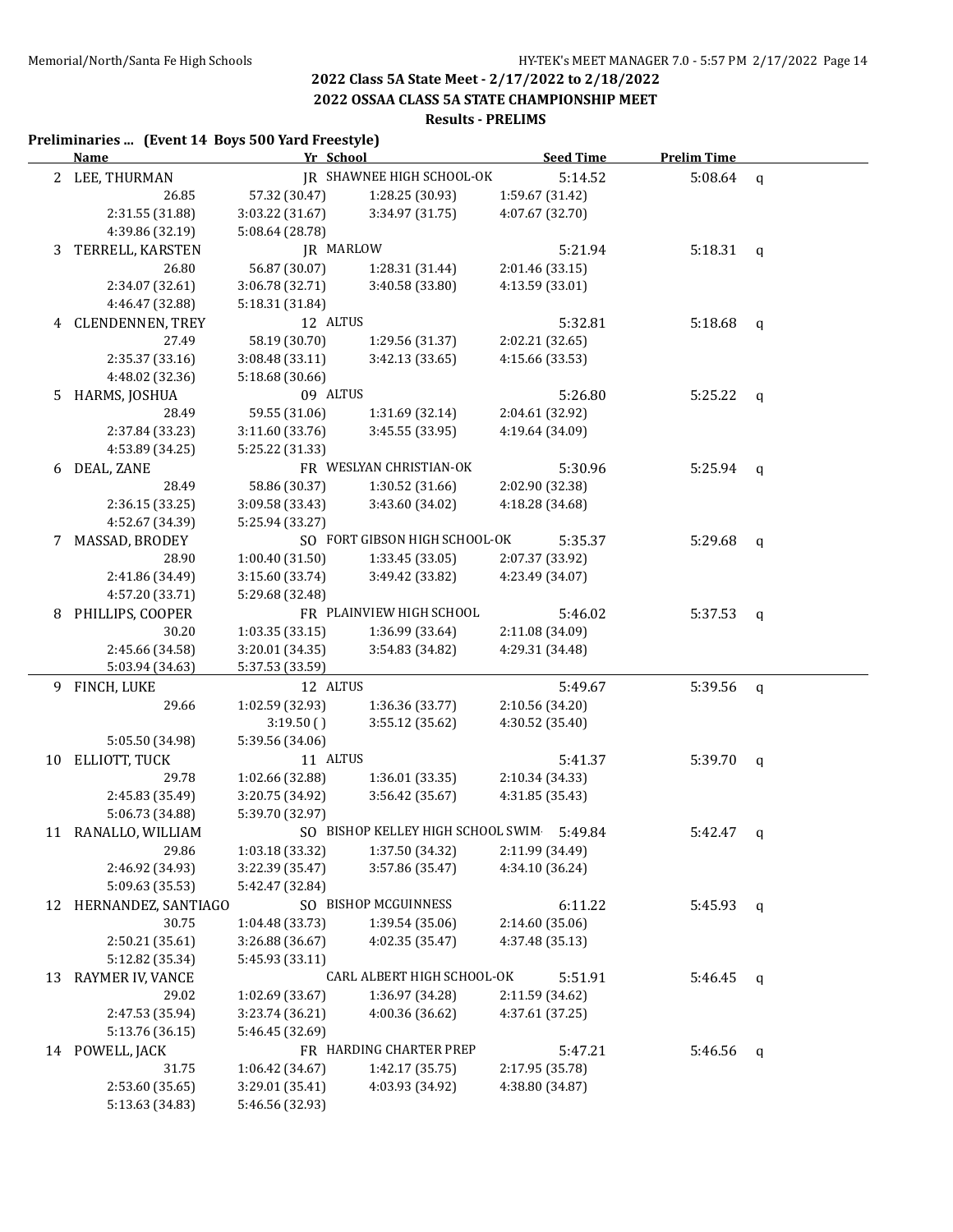## 2022 Class 5A State Meet - 2/17/2022 to 2/18/2022

## 2022 OSSAA CLASS 5A STATE CHAMPIONSHIP MEET

### Results - PRELIMS

**Preliminaries ... (Event 14 Boys 500 Yard Freestyle)**

| | Name | Yr | School | Seed Time | Prelim Time | |
|---|---|---|---|---|---|---|
| 2 | LEE, THURMAN | JR | SHAWNEE HIGH SCHOOL-OK | 5:14.52 | 5:08.64 | q |
| | 26.85 | 57.32 (30.47) | 1:28.25 (30.93) | 1:59.67 (31.42) | | |
| | 2:31.55 (31.88) | 3:03.22 (31.67) | 3:34.97 (31.75) | 4:07.67 (32.70) | | |
| | 4:39.86 (32.19) | 5:08.64 (28.78) | | | | |
| 3 | TERRELL, KARSTEN | JR | MARLOW | 5:21.94 | 5:18.31 | q |
| | 26.80 | 56.87 (30.07) | 1:28.31 (31.44) | 2:01.46 (33.15) | | |
| | 2:34.07 (32.61) | 3:06.78 (32.71) | 3:40.58 (33.80) | 4:13.59 (33.01) | | |
| | 4:46.47 (32.88) | 5:18.31 (31.84) | | | | |
| 4 | CLENDENNEN, TREY | 12 | ALTUS | 5:32.81 | 5:18.68 | q |
| | 27.49 | 58.19 (30.70) | 1:29.56 (31.37) | 2:02.21 (32.65) | | |
| | 2:35.37 (33.16) | 3:08.48 (33.11) | 3:42.13 (33.65) | 4:15.66 (33.53) | | |
| | 4:48.02 (32.36) | 5:18.68 (30.66) | | | | |
| 5 | HARMS, JOSHUA | 09 | ALTUS | 5:26.80 | 5:25.22 | q |
| | 28.49 | 59.55 (31.06) | 1:31.69 (32.14) | 2:04.61 (32.92) | | |
| | 2:37.84 (33.23) | 3:11.60 (33.76) | 3:45.55 (33.95) | 4:19.64 (34.09) | | |
| | 4:53.89 (34.25) | 5:25.22 (31.33) | | | | |
| 6 | DEAL, ZANE | FR | WESLYAN CHRISTIAN-OK | 5:30.96 | 5:25.94 | q |
| | 28.49 | 58.86 (30.37) | 1:30.52 (31.66) | 2:02.90 (32.38) | | |
| | 2:36.15 (33.25) | 3:09.58 (33.43) | 3:43.60 (34.02) | 4:18.28 (34.68) | | |
| | 4:52.67 (34.39) | 5:25.94 (33.27) | | | | |
| 7 | MASSAD, BRODEY | SO | FORT GIBSON HIGH SCHOOL-OK | 5:35.37 | 5:29.68 | q |
| | 28.90 | 1:00.40 (31.50) | 1:33.45 (33.05) | 2:07.37 (33.92) | | |
| | 2:41.86 (34.49) | 3:15.60 (33.74) | 3:49.42 (33.82) | 4:23.49 (34.07) | | |
| | 4:57.20 (33.71) | 5:29.68 (32.48) | | | | |
| 8 | PHILLIPS, COOPER | FR | PLAINVIEW HIGH SCHOOL | 5:46.02 | 5:37.53 | q |
| | 30.20 | 1:03.35 (33.15) | 1:36.99 (33.64) | 2:11.08 (34.09) | | |
| | 2:45.66 (34.58) | 3:20.01 (34.35) | 3:54.83 (34.82) | 4:29.31 (34.48) | | |
| | 5:03.94 (34.63) | 5:37.53 (33.59) | | | | |
| 9 | FINCH, LUKE | 12 | ALTUS | 5:49.67 | 5:39.56 | q |
| | 29.66 | 1:02.59 (32.93) | 1:36.36 (33.77) | 2:10.56 (34.20) | | |
| | | 3:19.50 ( ) | 3:55.12 (35.62) | 4:30.52 (35.40) | | |
| | 5:05.50 (34.98) | 5:39.56 (34.06) | | | | |
| 10 | ELLIOTT, TUCK | 11 | ALTUS | 5:41.37 | 5:39.70 | q |
| | 29.78 | 1:02.66 (32.88) | 1:36.01 (33.35) | 2:10.34 (34.33) | | |
| | 2:45.83 (35.49) | 3:20.75 (34.92) | 3:56.42 (35.67) | 4:31.85 (35.43) | | |
| | 5:06.73 (34.88) | 5:39.70 (32.97) | | | | |
| 11 | RANALLO, WILLIAM | SO | BISHOP KELLEY HIGH SCHOOL SWIM | 5:49.84 | 5:42.47 | q |
| | 29.86 | 1:03.18 (33.32) | 1:37.50 (34.32) | 2:11.99 (34.49) | | |
| | 2:46.92 (34.93) | 3:22.39 (35.47) | 3:57.86 (35.47) | 4:34.10 (36.24) | | |
| | 5:09.63 (35.53) | 5:42.47 (32.84) | | | | |
| 12 | HERNANDEZ, SANTIAGO | SO | BISHOP MCGUINNESS | 6:11.22 | 5:45.93 | q |
| | 30.75 | 1:04.48 (33.73) | 1:39.54 (35.06) | 2:14.60 (35.06) | | |
| | 2:50.21 (35.61) | 3:26.88 (36.67) | 4:02.35 (35.47) | 4:37.48 (35.13) | | |
| | 5:12.82 (35.34) | 5:45.93 (33.11) | | | | |
| 13 | RAYMER IV, VANCE | | CARL ALBERT HIGH SCHOOL-OK | 5:51.91 | 5:46.45 | q |
| | 29.02 | 1:02.69 (33.67) | 1:36.97 (34.28) | 2:11.59 (34.62) | | |
| | 2:47.53 (35.94) | 3:23.74 (36.21) | 4:00.36 (36.62) | 4:37.61 (37.25) | | |
| | 5:13.76 (36.15) | 5:46.45 (32.69) | | | | |
| 14 | POWELL, JACK | FR | HARDING CHARTER PREP | 5:47.21 | 5:46.56 | q |
| | 31.75 | 1:06.42 (34.67) | 1:42.17 (35.75) | 2:17.95 (35.78) | | |
| | 2:53.60 (35.65) | 3:29.01 (35.41) | 4:03.93 (34.92) | 4:38.80 (34.87) | | |
| | 5:13.63 (34.83) | 5:46.56 (32.93) | | | | |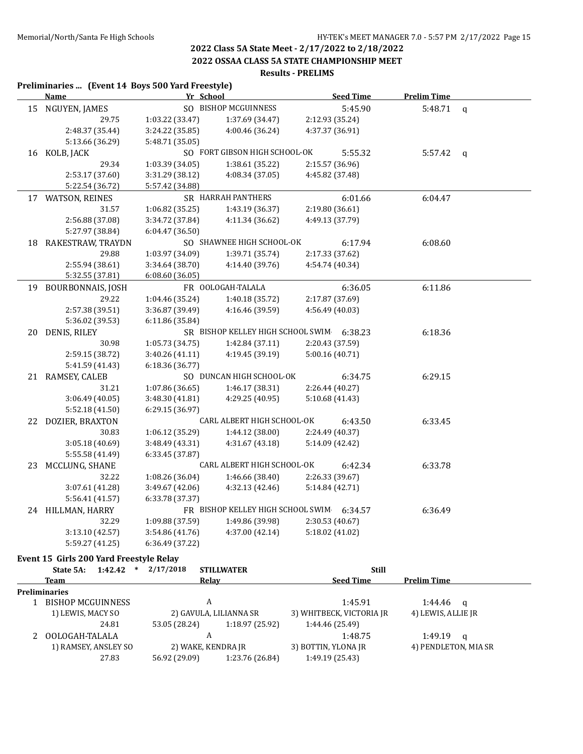## 2022 Class 5A State Meet - 2/17/2022 to 2/18/2022

## 2022 OSSAA CLASS 5A STATE CHAMPIONSHIP MEET

### Results - PRELIMS

### Preliminaries ... (Event 14 Boys 500 Yard Freestyle)

| | Name | Yr | School | Seed Time | Prelim Time | |
|---|---|---|---|---|---|---|
| 15 | NGUYEN, JAMES | SO | BISHOP MCGUINNESS | 5:45.90 | 5:48.71 | q |
| | 29.75 | 1:03.22 (33.47) | 1:37.69 (34.47) | 2:12.93 (35.24) | | |
| | 2:48.37 (35.44) | 3:24.22 (35.85) | 4:00.46 (36.24) | 4:37.37 (36.91) | | |
| | 5:13.66 (36.29) | 5:48.71 (35.05) | | | | |
| 16 | KOLB, JACK | SO | FORT GIBSON HIGH SCHOOL-OK | 5:55.32 | 5:57.42 | q |
| | 29.34 | 1:03.39 (34.05) | 1:38.61 (35.22) | 2:15.57 (36.96) | | |
| | 2:53.17 (37.60) | 3:31.29 (38.12) | 4:08.34 (37.05) | 4:45.82 (37.48) | | |
| | 5:22.54 (36.72) | 5:57.42 (34.88) | | | | |
| 17 | WATSON, REINES | SR | HARRAH PANTHERS | 6:01.66 | 6:04.47 | |
| | 31.57 | 1:06.82 (35.25) | 1:43.19 (36.37) | 2:19.80 (36.61) | | |
| | 2:56.88 (37.08) | 3:34.72 (37.84) | 4:11.34 (36.62) | 4:49.13 (37.79) | | |
| | 5:27.97 (38.84) | 6:04.47 (36.50) | | | | |
| 18 | RAKESTRAW, TRAYDN | SO | SHAWNEE HIGH SCHOOL-OK | 6:17.94 | 6:08.60 | |
| | 29.88 | 1:03.97 (34.09) | 1:39.71 (35.74) | 2:17.33 (37.62) | | |
| | 2:55.94 (38.61) | 3:34.64 (38.70) | 4:14.40 (39.76) | 4:54.74 (40.34) | | |
| | 5:32.55 (37.81) | 6:08.60 (36.05) | | | | |
| 19 | BOURBONNAIS, JOSH | FR | OOLOGAH-TALALA | 6:36.05 | 6:11.86 | |
| | 29.22 | 1:04.46 (35.24) | 1:40.18 (35.72) | 2:17.87 (37.69) | | |
| | 2:57.38 (39.51) | 3:36.87 (39.49) | 4:16.46 (39.59) | 4:56.49 (40.03) | | |
| | 5:36.02 (39.53) | 6:11.86 (35.84) | | | | |
| 20 | DENIS, RILEY | SR | BISHOP KELLEY HIGH SCHOOL SWIM | 6:38.23 | 6:18.36 | |
| | 30.98 | 1:05.73 (34.75) | 1:42.84 (37.11) | 2:20.43 (37.59) | | |
| | 2:59.15 (38.72) | 3:40.26 (41.11) | 4:19.45 (39.19) | 5:00.16 (40.71) | | |
| | 5:41.59 (41.43) | 6:18.36 (36.77) | | | | |
| 21 | RAMSEY, CALEB | SO | DUNCAN HIGH SCHOOL-OK | 6:34.75 | 6:29.15 | |
| | 31.21 | 1:07.86 (36.65) | 1:46.17 (38.31) | 2:26.44 (40.27) | | |
| | 3:06.49 (40.05) | 3:48.30 (41.81) | 4:29.25 (40.95) | 5:10.68 (41.43) | | |
| | 5:52.18 (41.50) | 6:29.15 (36.97) | | | | |
| 22 | DOZIER, BRAXTON | | CARL ALBERT HIGH SCHOOL-OK | 6:43.50 | 6:33.45 | |
| | 30.83 | 1:06.12 (35.29) | 1:44.12 (38.00) | 2:24.49 (40.37) | | |
| | 3:05.18 (40.69) | 3:48.49 (43.31) | 4:31.67 (43.18) | 5:14.09 (42.42) | | |
| | 5:55.58 (41.49) | 6:33.45 (37.87) | | | | |
| 23 | MCCLUNG, SHANE | | CARL ALBERT HIGH SCHOOL-OK | 6:42.34 | 6:33.78 | |
| | 32.22 | 1:08.26 (36.04) | 1:46.66 (38.40) | 2:26.33 (39.67) | | |
| | 3:07.61 (41.28) | 3:49.67 (42.06) | 4:32.13 (42.46) | 5:14.84 (42.71) | | |
| | 5:56.41 (41.57) | 6:33.78 (37.37) | | | | |
| 24 | HILLMAN, HARRY | FR | BISHOP KELLEY HIGH SCHOOL SWIM | 6:34.57 | 6:36.49 | |
| | 32.29 | 1:09.88 (37.59) | 1:49.86 (39.98) | 2:30.53 (40.67) | | |
| | 3:13.10 (42.57) | 3:54.86 (41.76) | 4:37.00 (42.14) | 5:18.02 (41.02) | | |
| | 5:59.27 (41.25) | 6:36.49 (37.22) | | | | |

### Event 15 Girls 200 Yard Freestyle Relay

State 5A: 1:42.42 * 2/17/2018 STILLWATER Still

| | Team | Relay | | Seed Time | Prelim Time | |
|---|---|---|---|---|---|---|
| **Preliminaries** | | | | | | |
| 1 | BISHOP MCGUINNESS | A | | 1:45.91 | 1:44.46 | q |
| | 1) LEWIS, MACY SO | 2) GAVULA, LILIANNA SR | | 3) WHITBECK, VICTORIA JR | 4) LEWIS, ALLIE JR | |
| | 24.81 | 53.05 (28.24) | 1:18.97 (25.92) | 1:44.46 (25.49) | | |
| 2 | OOLOGAH-TALALA | A | | 1:48.75 | 1:49.19 | q |
| | 1) RAMSEY, ANSLEY SO | 2) WAKE, KENDRA JR | | 3) BOTTIN, YLONA JR | 4) PENDLETON, MIA SR | |
| | 27.83 | 56.92 (29.09) | 1:23.76 (26.84) | 1:49.19 (25.43) | | |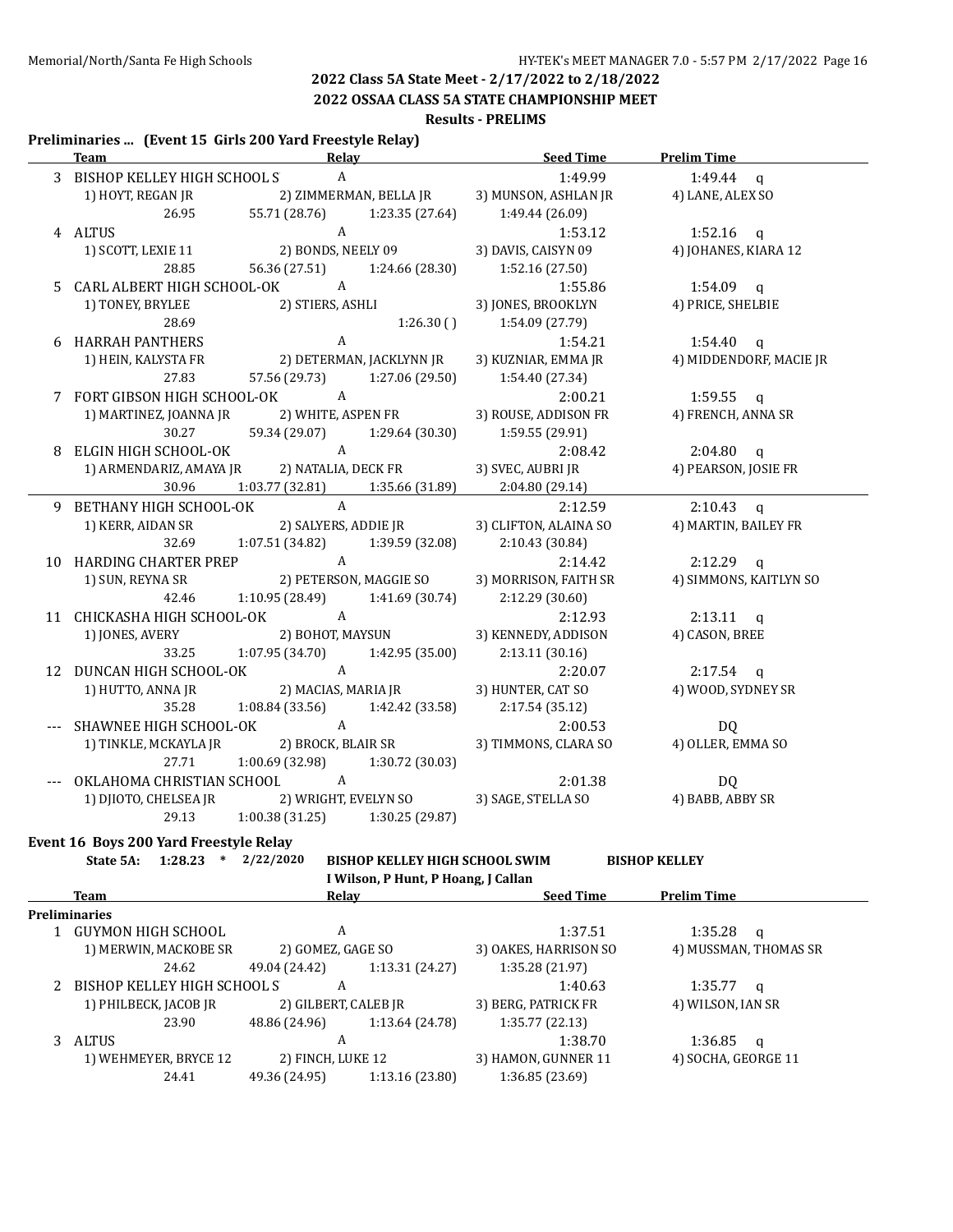## 2022 Class 5A State Meet - 2/17/2022 to 2/18/2022

## 2022 OSSAA CLASS 5A STATE CHAMPIONSHIP MEET

### Results - PRELIMS

**Preliminaries ... (Event 15 Girls 200 Yard Freestyle Relay)**

| | Team | Relay | Seed Time | Prelim Time |
|---|---|---|---|---|
| 3 | BISHOP KELLEY HIGH SCHOOL S | A | 1:49.99 | 1:49.44 q |
| | 1) HOYT, REGAN JR | 2) ZIMMERMAN, BELLA JR | 3) MUNSON, ASHLAN JR | 4) LANE, ALEX SO |
| | 26.95 | 55.71 (28.76) | 1:23.35 (27.64) | 1:49.44 (26.09) |
| 4 | ALTUS | A | 1:53.12 | 1:52.16 q |
| | 1) SCOTT, LEXIE 11 | 2) BONDS, NEELY 09 | 3) DAVIS, CAISYN 09 | 4) JOHANES, KIARA 12 |
| | 28.85 | 56.36 (27.51) | 1:24.66 (28.30) | 1:52.16 (27.50) |
| 5 | CARL ALBERT HIGH SCHOOL-OK | A | 1:55.86 | 1:54.09 q |
| | 1) TONEY, BRYLEE | 2) STIERS, ASHLI | 3) JONES, BROOKLYN | 4) PRICE, SHELBIE |
| | 28.69 | | 1:26.30 ( ) | 1:54.09 (27.79) |
| 6 | HARRAH PANTHERS | A | 1:54.21 | 1:54.40 q |
| | 1) HEIN, KALYSTA FR | 2) DETERMAN, JACKLYNN JR | 3) KUZNIAR, EMMA JR | 4) MIDDENDORF, MACIE JR |
| | 27.83 | 57.56 (29.73) | 1:27.06 (29.50) | 1:54.40 (27.34) |
| 7 | FORT GIBSON HIGH SCHOOL-OK | A | 2:00.21 | 1:59.55 q |
| | 1) MARTINEZ, JOANNA JR | 2) WHITE, ASPEN FR | 3) ROUSE, ADDISON FR | 4) FRENCH, ANNA SR |
| | 30.27 | 59.34 (29.07) | 1:29.64 (30.30) | 1:59.55 (29.91) |
| 8 | ELGIN HIGH SCHOOL-OK | A | 2:08.42 | 2:04.80 q |
| | 1) ARMENDARIZ, AMAYA JR | 2) NATALIA, DECK FR | 3) SVEC, AUBRI JR | 4) PEARSON, JOSIE FR |
| | 30.96 | 1:03.77 (32.81) | 1:35.66 (31.89) | 2:04.80 (29.14) |
| 9 | BETHANY HIGH SCHOOL-OK | A | 2:12.59 | 2:10.43 q |
| | 1) KERR, AIDAN SR | 2) SALYERS, ADDIE JR | 3) CLIFTON, ALAINA SO | 4) MARTIN, BAILEY FR |
| | 32.69 | 1:07.51 (34.82) | 1:39.59 (32.08) | 2:10.43 (30.84) |
| 10 | HARDING CHARTER PREP | A | 2:14.42 | 2:12.29 q |
| | 1) SUN, REYNA SR | 2) PETERSON, MAGGIE SO | 3) MORRISON, FAITH SR | 4) SIMMONS, KAITLYN SO |
| | 42.46 | 1:10.95 (28.49) | 1:41.69 (30.74) | 2:12.29 (30.60) |
| 11 | CHICKASHA HIGH SCHOOL-OK | A | 2:12.93 | 2:13.11 q |
| | 1) JONES, AVERY | 2) BOHOT, MAYSUN | 3) KENNEDY, ADDISON | 4) CASON, BREE |
| | 33.25 | 1:07.95 (34.70) | 1:42.95 (35.00) | 2:13.11 (30.16) |
| 12 | DUNCAN HIGH SCHOOL-OK | A | 2:20.07 | 2:17.54 q |
| | 1) HUTTO, ANNA JR | 2) MACIAS, MARIA JR | 3) HUNTER, CAT SO | 4) WOOD, SYDNEY SR |
| | 35.28 | 1:08.84 (33.56) | 1:42.42 (33.58) | 2:17.54 (35.12) |
| --- | SHAWNEE HIGH SCHOOL-OK | A | 2:00.53 | DQ |
| | 1) TINKLE, MCKAYLA JR | 2) BROCK, BLAIR SR | 3) TIMMONS, CLARA SO | 4) OLLER, EMMA SO |
| | 27.71 | 1:00.69 (32.98) | 1:30.72 (30.03) | |
| --- | OKLAHOMA CHRISTIAN SCHOOL | A | 2:01.38 | DQ |
| | 1) DJIOTO, CHELSEA JR | 2) WRIGHT, EVELYN SO | 3) SAGE, STELLA SO | 4) BABB, ABBY SR |
| | 29.13 | 1:00.38 (31.25) | 1:30.25 (29.87) | |

**Event 16 Boys 200 Yard Freestyle Relay**

**State 5A: 1:28.23 * 2/22/2020 BISHOP KELLEY HIGH SCHOOL SWIM BISHOP KELLEY**
**I Wilson, P Hunt, P Hoang, J Callan**

| | Team | Relay | Seed Time | Prelim Time |
|---|---|---|---|---|
| **Preliminaries** | | | | |
| 1 | GUYMON HIGH SCHOOL | A | 1:37.51 | 1:35.28 q |
| | 1) MERWIN, MACKOBE SR | 2) GOMEZ, GAGE SO | 3) OAKES, HARRISON SO | 4) MUSSMAN, THOMAS SR |
| | 24.62 | 49.04 (24.42) | 1:13.31 (24.27) | 1:35.28 (21.97) |
| 2 | BISHOP KELLEY HIGH SCHOOL S | A | 1:40.63 | 1:35.77 q |
| | 1) PHILBECK, JACOB JR | 2) GILBERT, CALEB JR | 3) BERG, PATRICK FR | 4) WILSON, IAN SR |
| | 23.90 | 48.86 (24.96) | 1:13.64 (24.78) | 1:35.77 (22.13) |
| 3 | ALTUS | A | 1:38.70 | 1:36.85 q |
| | 1) WEHMEYER, BRYCE 12 | 2) FINCH, LUKE 12 | 3) HAMON, GUNNER 11 | 4) SOCHA, GEORGE 11 |
| | 24.41 | 49.36 (24.95) | 1:13.16 (23.80) | 1:36.85 (23.69) |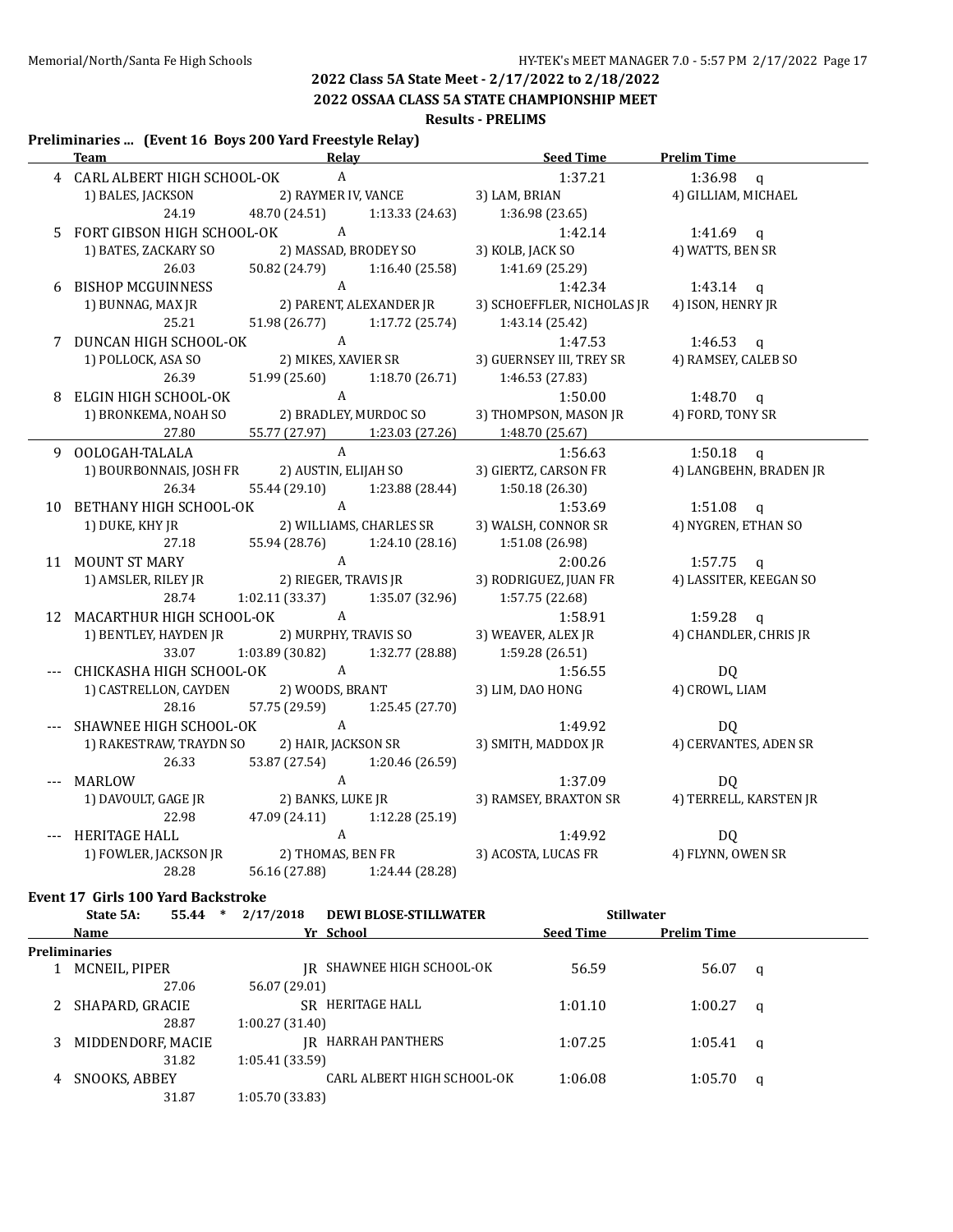## 2022 Class 5A State Meet - 2/17/2022 to 2/18/2022

## 2022 OSSAA CLASS 5A STATE CHAMPIONSHIP MEET

### Results - PRELIMS

**Preliminaries ... (Event 16 Boys 200 Yard Freestyle Relay)**

| | Team | Relay | | Seed Time | Prelim Time | |
|---|---|---|---|---|---|---|
| 4 | CARL ALBERT HIGH SCHOOL-OK | A | | 1:37.21 | 1:36.98 | q |
| | 1) BALES, JACKSON | 2) RAYMER IV, VANCE | 3) LAM, BRIAN | 4) GILLIAM, MICHAEL | | |
| | 24.19 | 48.70 (24.51) | 1:13.33 (24.63) | 1:36.98 (23.65) | | |
| 5 | FORT GIBSON HIGH SCHOOL-OK | A | | 1:42.14 | 1:41.69 | q |
| | 1) BATES, ZACKARY SO | 2) MASSAD, BRODEY SO | 3) KOLB, JACK SO | 4) WATTS, BEN SR | | |
| | 26.03 | 50.82 (24.79) | 1:16.40 (25.58) | 1:41.69 (25.29) | | |
| 6 | BISHOP MCGUINNESS | A | | 1:42.34 | 1:43.14 | q |
| | 1) BUNNAG, MAX JR | 2) PARENT, ALEXANDER JR | 3) SCHOEFFLER, NICHOLAS JR | 4) ISON, HENRY JR | | |
| | 25.21 | 51.98 (26.77) | 1:17.72 (25.74) | 1:43.14 (25.42) | | |
| 7 | DUNCAN HIGH SCHOOL-OK | A | | 1:47.53 | 1:46.53 | q |
| | 1) POLLOCK, ASA SO | 2) MIKES, XAVIER SR | 3) GUERNSEY III, TREY SR | 4) RAMSEY, CALEB SO | | |
| | 26.39 | 51.99 (25.60) | 1:18.70 (26.71) | 1:46.53 (27.83) | | |
| 8 | ELGIN HIGH SCHOOL-OK | A | | 1:50.00 | 1:48.70 | q |
| | 1) BRONKEMA, NOAH SO | 2) BRADLEY, MURDOC SO | 3) THOMPSON, MASON JR | 4) FORD, TONY SR | | |
| | 27.80 | 55.77 (27.97) | 1:23.03 (27.26) | 1:48.70 (25.67) | | |
| 9 | OOLOGAH-TALALA | A | | 1:56.63 | 1:50.18 | q |
| | 1) BOURBONNAIS, JOSH FR | 2) AUSTIN, ELIJAH SO | 3) GIERTZ, CARSON FR | 4) LANGBEHN, BRADEN JR | | |
| | 26.34 | 55.44 (29.10) | 1:23.88 (28.44) | 1:50.18 (26.30) | | |
| 10 | BETHANY HIGH SCHOOL-OK | A | | 1:53.69 | 1:51.08 | q |
| | 1) DUKE, KHY JR | 2) WILLIAMS, CHARLES SR | 3) WALSH, CONNOR SR | 4) NYGREN, ETHAN SO | | |
| | 27.18 | 55.94 (28.76) | 1:24.10 (28.16) | 1:51.08 (26.98) | | |
| 11 | MOUNT ST MARY | A | | 2:00.26 | 1:57.75 | q |
| | 1) AMSLER, RILEY JR | 2) RIEGER, TRAVIS JR | 3) RODRIGUEZ, JUAN FR | 4) LASSITER, KEEGAN SO | | |
| | 28.74 | 1:02.11 (33.37) | 1:35.07 (32.96) | 1:57.75 (22.68) | | |
| 12 | MACARTHUR HIGH SCHOOL-OK | A | | 1:58.91 | 1:59.28 | q |
| | 1) BENTLEY, HAYDEN JR | 2) MURPHY, TRAVIS SO | 3) WEAVER, ALEX JR | 4) CHANDLER, CHRIS JR | | |
| | 33.07 | 1:03.89 (30.82) | 1:32.77 (28.88) | 1:59.28 (26.51) | | |
| --- | CHICKASHA HIGH SCHOOL-OK | A | | 1:56.55 | DQ | |
| | 1) CASTRELLON, CAYDEN | 2) WOODS, BRANT | 3) LIM, DAO HONG | 4) CROWL, LIAM | | |
| | 28.16 | 57.75 (29.59) | 1:25.45 (27.70) | | | |
| --- | SHAWNEE HIGH SCHOOL-OK | A | | 1:49.92 | DQ | |
| | 1) RAKESTRAW, TRAYDN SO | 2) HAIR, JACKSON SR | 3) SMITH, MADDOX JR | 4) CERVANTES, ADEN SR | | |
| | 26.33 | 53.87 (27.54) | 1:20.46 (26.59) | | | |
| --- | MARLOW | A | | 1:37.09 | DQ | |
| | 1) DAVOULT, GAGE JR | 2) BANKS, LUKE JR | 3) RAMSEY, BRAXTON SR | 4) TERRELL, KARSTEN JR | | |
| | 22.98 | 47.09 (24.11) | 1:12.28 (25.19) | | | |
| --- | HERITAGE HALL | A | | 1:49.92 | DQ | |
| | 1) FOWLER, JACKSON JR | 2) THOMAS, BEN FR | 3) ACOSTA, LUCAS FR | 4) FLYNN, OWEN SR | | |
| | 28.28 | 56.16 (27.88) | 1:24.44 (28.28) | | | |

**Event 17 Girls 100 Yard Backstroke**

State 5A: 55.44 * 2/17/2018 DEWI BLOSE-STILLWATER Stillwater

| | Name | Yr | School | Seed Time | Prelim Time | |
|---|---|---|---|---|---|---|
| **Preliminaries** | | | | | | |
| 1 | MCNEIL, PIPER | JR | SHAWNEE HIGH SCHOOL-OK | 56.59 | 56.07 | q |
| | 27.06 | 56.07 (29.01) | | | | |
| 2 | SHAPARD, GRACIE | SR | HERITAGE HALL | 1:01.10 | 1:00.27 | q |
| | 28.87 | 1:00.27 (31.40) | | | | |
| 3 | MIDDENDORF, MACIE | JR | HARRAH PANTHERS | 1:07.25 | 1:05.41 | q |
| | 31.82 | 1:05.41 (33.59) | | | | |
| 4 | SNOOKS, ABBEY | | CARL ALBERT HIGH SCHOOL-OK | 1:06.08 | 1:05.70 | q |
| | 31.87 | 1:05.70 (33.83) | | | | |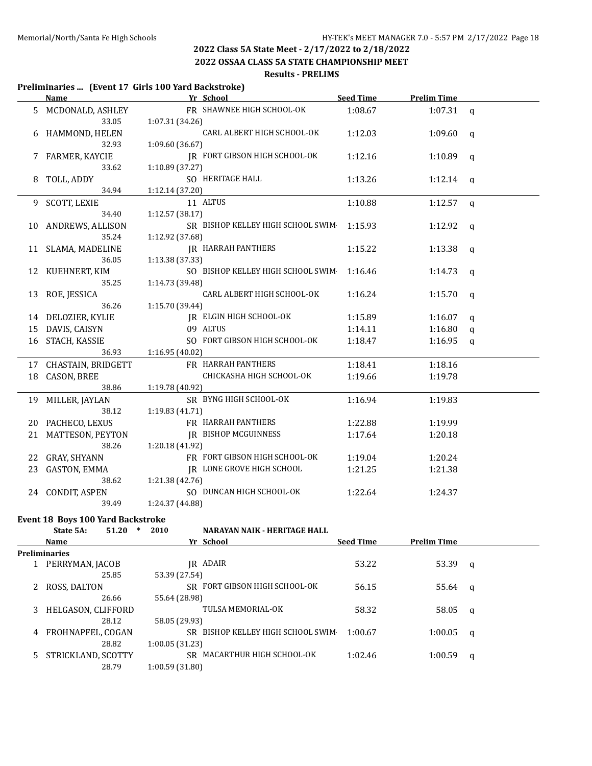## 2022 Class 5A State Meet - 2/17/2022 to 2/18/2022

## 2022 OSSAA CLASS 5A STATE CHAMPIONSHIP MEET

### Results - PRELIMS

### Preliminaries ... (Event 17 Girls 100 Yard Backstroke)

| | Name | Yr | School | Seed Time | Prelim Time | |
|---|---|---|---|---|---|---|
| 5 | MCDONALD, ASHLEY | FR | SHAWNEE HIGH SCHOOL-OK | 1:08.67 | 1:07.31 | q |
| | 33.05 | 1:07.31 (34.26) | | | | |
| 6 | HAMMOND, HELEN | | CARL ALBERT HIGH SCHOOL-OK | 1:12.03 | 1:09.60 | q |
| | 32.93 | 1:09.60 (36.67) | | | | |
| 7 | FARMER, KAYCIE | JR | FORT GIBSON HIGH SCHOOL-OK | 1:12.16 | 1:10.89 | q |
| | 33.62 | 1:10.89 (37.27) | | | | |
| 8 | TOLL, ADDY | SO | HERITAGE HALL | 1:13.26 | 1:12.14 | q |
| | 34.94 | 1:12.14 (37.20) | | | | |
| 9 | SCOTT, LEXIE | 11 | ALTUS | 1:10.88 | 1:12.57 | q |
| | 34.40 | 1:12.57 (38.17) | | | | |
| 10 | ANDREWS, ALLISON | SR | BISHOP KELLEY HIGH SCHOOL SWIM | 1:15.93 | 1:12.92 | q |
| | 35.24 | 1:12.92 (37.68) | | | | |
| 11 | SLAMA, MADELINE | JR | HARRAH PANTHERS | 1:15.22 | 1:13.38 | q |
| | 36.05 | 1:13.38 (37.33) | | | | |
| 12 | KUEHNERT, KIM | SO | BISHOP KELLEY HIGH SCHOOL SWIM | 1:16.46 | 1:14.73 | q |
| | 35.25 | 1:14.73 (39.48) | | | | |
| 13 | ROE, JESSICA | | CARL ALBERT HIGH SCHOOL-OK | 1:16.24 | 1:15.70 | q |
| | 36.26 | 1:15.70 (39.44) | | | | |
| 14 | DELOZIER, KYLIE | JR | ELGIN HIGH SCHOOL-OK | 1:15.89 | 1:16.07 | q |
| 15 | DAVIS, CAISYN | 09 | ALTUS | 1:14.11 | 1:16.80 | q |
| 16 | STACH, KASSIE | SO | FORT GIBSON HIGH SCHOOL-OK | 1:18.47 | 1:16.95 | q |
| | 36.93 | 1:16.95 (40.02) | | | | |
| 17 | CHASTAIN, BRIDGETT | FR | HARRAH PANTHERS | 1:18.41 | 1:18.16 | |
| 18 | CASON, BREE | | CHICKASHA HIGH SCHOOL-OK | 1:19.66 | 1:19.78 | |
| | 38.86 | 1:19.78 (40.92) | | | | |
| 19 | MILLER, JAYLAN | SR | BYNG HIGH SCHOOL-OK | 1:16.94 | 1:19.83 | |
| | 38.12 | 1:19.83 (41.71) | | | | |
| 20 | PACHECO, LEXUS | FR | HARRAH PANTHERS | 1:22.88 | 1:19.99 | |
| 21 | MATTESON, PEYTON | JR | BISHOP MCGUINNESS | 1:17.64 | 1:20.18 | |
| | 38.26 | 1:20.18 (41.92) | | | | |
| 22 | GRAY, SHYANN | FR | FORT GIBSON HIGH SCHOOL-OK | 1:19.04 | 1:20.24 | |
| 23 | GASTON, EMMA | JR | LONE GROVE HIGH SCHOOL | 1:21.25 | 1:21.38 | |
| | 38.62 | 1:21.38 (42.76) | | | | |
| 24 | CONDIT, ASPEN | SO | DUNCAN HIGH SCHOOL-OK | 1:22.64 | 1:24.37 | |
| | 39.49 | 1:24.37 (44.88) | | | | |

### Event 18 Boys 100 Yard Backstroke

State 5A: 51.20 * 2010 NARAYAN NAIK - HERITAGE HALL

| | Name | Yr | School | Seed Time | Prelim Time | |
|---|---|---|---|---|---|---|
| **Preliminaries** | | | | | | |
| 1 | PERRYMAN, JACOB | JR | ADAIR | 53.22 | 53.39 | q |
| | 25.85 | 53.39 (27.54) | | | | |
| 2 | ROSS, DALTON | SR | FORT GIBSON HIGH SCHOOL-OK | 56.15 | 55.64 | q |
| | 26.66 | 55.64 (28.98) | | | | |
| 3 | HELGASON, CLIFFORD | | TULSA MEMORIAL-OK | 58.32 | 58.05 | q |
| | 28.12 | 58.05 (29.93) | | | | |
| 4 | FROHNAPFEL, COGAN | SR | BISHOP KELLEY HIGH SCHOOL SWIM | 1:00.67 | 1:00.05 | q |
| | 28.82 | 1:00.05 (31.23) | | | | |
| 5 | STRICKLAND, SCOTTY | SR | MACARTHUR HIGH SCHOOL-OK | 1:02.46 | 1:00.59 | q |
| | 28.79 | 1:00.59 (31.80) | | | | |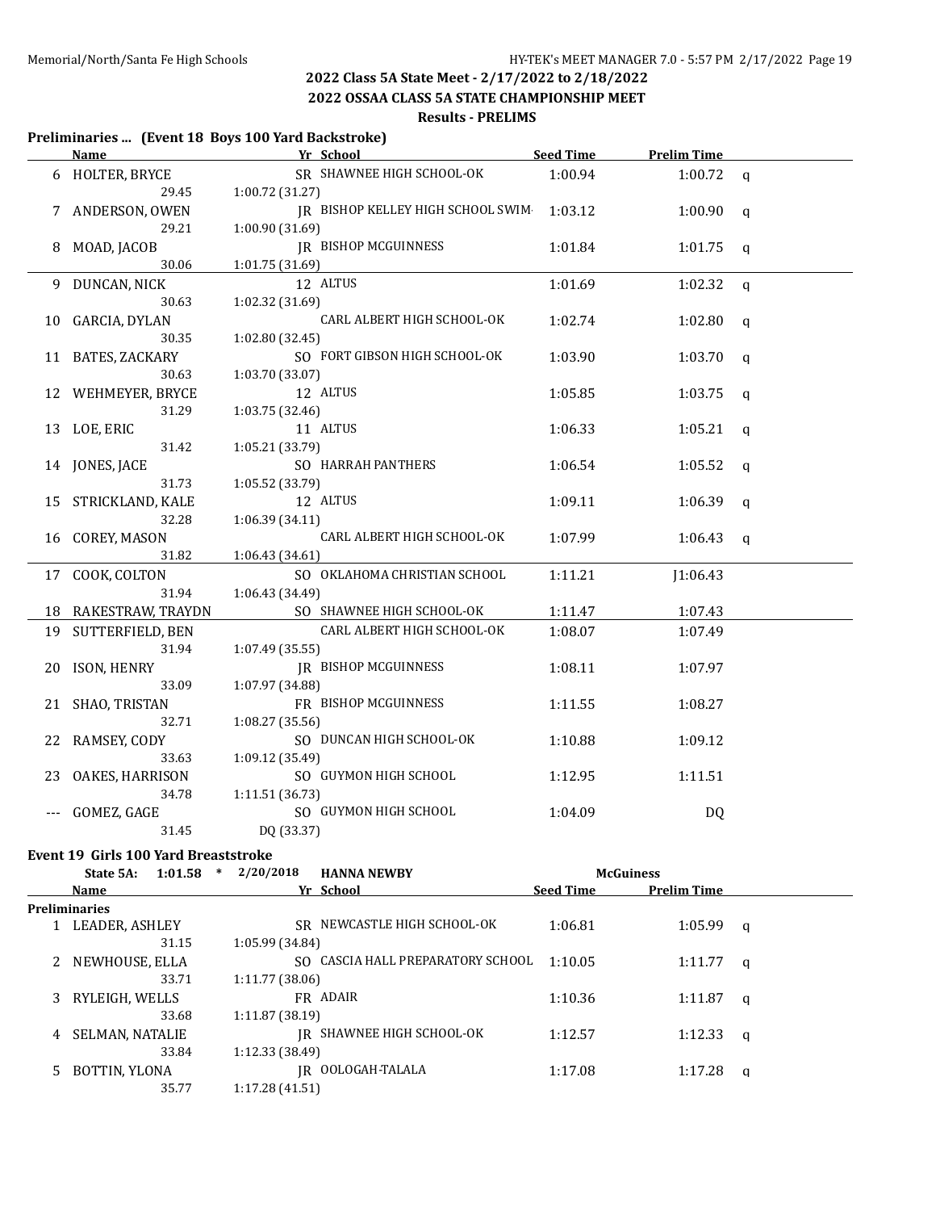## 2022 Class 5A State Meet - 2/17/2022 to 2/18/2022

## 2022 OSSAA CLASS 5A STATE CHAMPIONSHIP MEET

### Results - PRELIMS

**Preliminaries ... (Event 18 Boys 100 Yard Backstroke)**

| | Name | Yr | School | Seed Time | Prelim Time | |
|---|---|---|---|---|---|---|
| 6 | HOLTER, BRYCE | SR | SHAWNEE HIGH SCHOOL-OK | 1:00.94 | 1:00.72 | q |
| | 29.45 | 1:00.72 (31.27) | | | | |
| 7 | ANDERSON, OWEN | JR | BISHOP KELLEY HIGH SCHOOL SWIM | 1:03.12 | 1:00.90 | q |
| | 29.21 | 1:00.90 (31.69) | | | | |
| 8 | MOAD, JACOB | JR | BISHOP MCGUINNESS | 1:01.84 | 1:01.75 | q |
| | 30.06 | 1:01.75 (31.69) | | | | |
| 9 | DUNCAN, NICK | 12 | ALTUS | 1:01.69 | 1:02.32 | q |
| | 30.63 | 1:02.32 (31.69) | | | | |
| 10 | GARCIA, DYLAN | | CARL ALBERT HIGH SCHOOL-OK | 1:02.74 | 1:02.80 | q |
| | 30.35 | 1:02.80 (32.45) | | | | |
| 11 | BATES, ZACKARY | SO | FORT GIBSON HIGH SCHOOL-OK | 1:03.90 | 1:03.70 | q |
| | 30.63 | 1:03.70 (33.07) | | | | |
| 12 | WEHMEYER, BRYCE | 12 | ALTUS | 1:05.85 | 1:03.75 | q |
| | 31.29 | 1:03.75 (32.46) | | | | |
| 13 | LOE, ERIC | 11 | ALTUS | 1:06.33 | 1:05.21 | q |
| | 31.42 | 1:05.21 (33.79) | | | | |
| 14 | JONES, JACE | SO | HARRAH PANTHERS | 1:06.54 | 1:05.52 | q |
| | 31.73 | 1:05.52 (33.79) | | | | |
| 15 | STRICKLAND, KALE | 12 | ALTUS | 1:09.11 | 1:06.39 | q |
| | 32.28 | 1:06.39 (34.11) | | | | |
| 16 | COREY, MASON | | CARL ALBERT HIGH SCHOOL-OK | 1:07.99 | 1:06.43 | q |
| | 31.82 | 1:06.43 (34.61) | | | | |
| 17 | COOK, COLTON | SO | OKLAHOMA CHRISTIAN SCHOOL | 1:11.21 | J1:06.43 | |
| | 31.94 | 1:06.43 (34.49) | | | | |
| 18 | RAKESTRAW, TRAYDN | SO | SHAWNEE HIGH SCHOOL-OK | 1:11.47 | 1:07.43 | |
| 19 | SUTTERFIELD, BEN | | CARL ALBERT HIGH SCHOOL-OK | 1:08.07 | 1:07.49 | |
| | 31.94 | 1:07.49 (35.55) | | | | |
| 20 | ISON, HENRY | JR | BISHOP MCGUINNESS | 1:08.11 | 1:07.97 | |
| | 33.09 | 1:07.97 (34.88) | | | | |
| 21 | SHAO, TRISTAN | FR | BISHOP MCGUINNESS | 1:11.55 | 1:08.27 | |
| | 32.71 | 1:08.27 (35.56) | | | | |
| 22 | RAMSEY, CODY | SO | DUNCAN HIGH SCHOOL-OK | 1:10.88 | 1:09.12 | |
| | 33.63 | 1:09.12 (35.49) | | | | |
| 23 | OAKES, HARRISON | SO | GUYMON HIGH SCHOOL | 1:12.95 | 1:11.51 | |
| | 34.78 | 1:11.51 (36.73) | | | | |
| --- | GOMEZ, GAGE | SO | GUYMON HIGH SCHOOL | 1:04.09 | DQ | |
| | 31.45 | DQ (33.37) | | | | |

**Event 19 Girls 100 Yard Breaststroke**

State 5A: 1:01.58 * 2/20/2018 HANNA NEWBY McGuiness

| | Name | Yr | School | Seed Time | Prelim Time | |
|---|---|---|---|---|---|---|
| **Preliminaries** | | | | | | |
| 1 | LEADER, ASHLEY | SR | NEWCASTLE HIGH SCHOOL-OK | 1:06.81 | 1:05.99 | q |
| | 31.15 | 1:05.99 (34.84) | | | | |
| 2 | NEWHOUSE, ELLA | SO | CASCIA HALL PREPARATORY SCHOOL | 1:10.05 | 1:11.77 | q |
| | 33.71 | 1:11.77 (38.06) | | | | |
| 3 | RYLEIGH, WELLS | FR | ADAIR | 1:10.36 | 1:11.87 | q |
| | 33.68 | 1:11.87 (38.19) | | | | |
| 4 | SELMAN, NATALIE | JR | SHAWNEE HIGH SCHOOL-OK | 1:12.57 | 1:12.33 | q |
| | 33.84 | 1:12.33 (38.49) | | | | |
| 5 | BOTTIN, YLONA | JR | OOLOGAH-TALALA | 1:17.08 | 1:17.28 | q |
| | 35.77 | 1:17.28 (41.51) | | | | |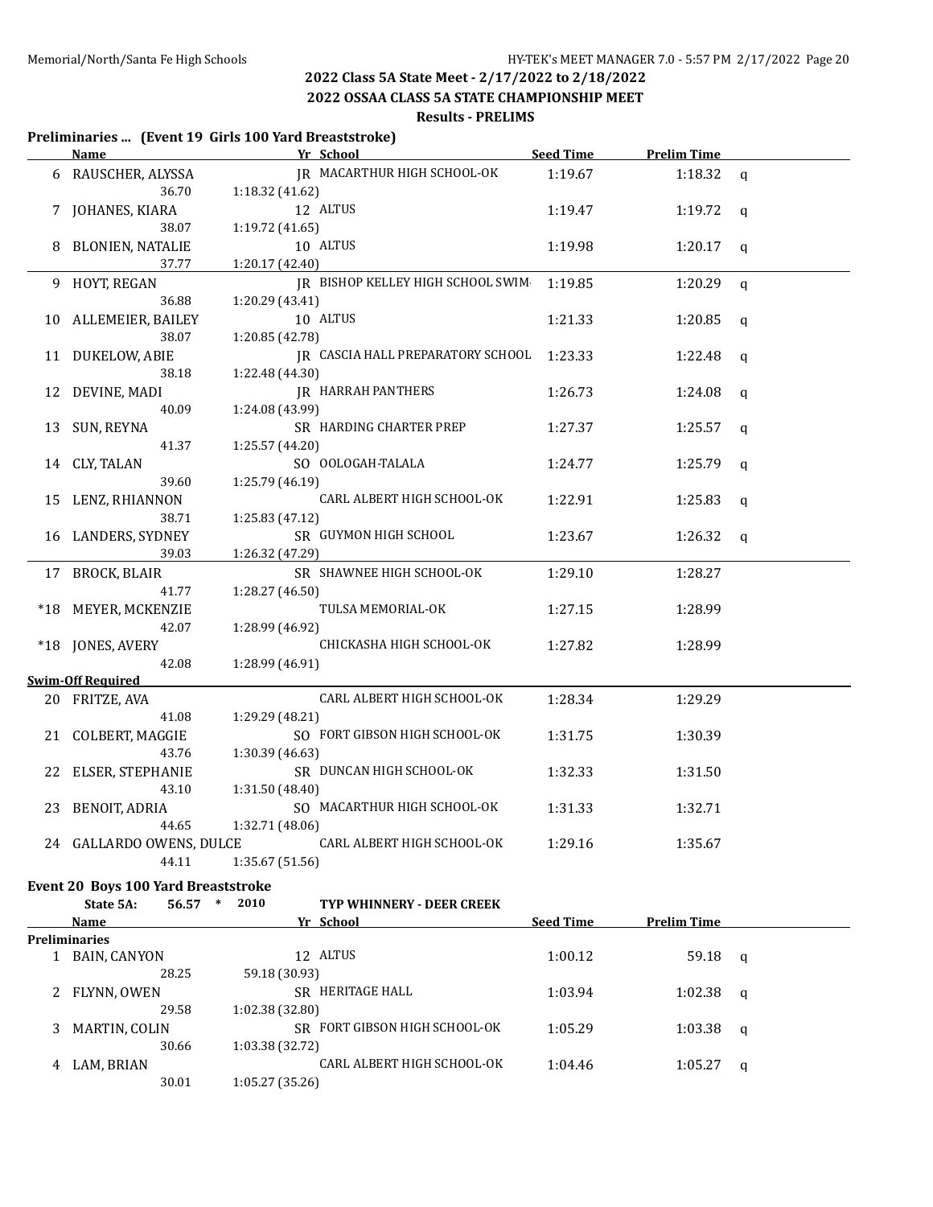**2022 Class 5A State Meet - 2/17/2022 to 2/18/2022**

**2022 OSSAA CLASS 5A STATE CHAMPIONSHIP MEET**

**Results - PRELIMS**

### Preliminaries ... (Event 19 Girls 100 Yard Breaststroke)

| | Name | Yr | School | Seed Time | Prelim Time | |
|---|---|---|---|---|---|---|
| 6 | RAUSCHER, ALYSSA | JR | MACARTHUR HIGH SCHOOL-OK | 1:19.67 | 1:18.32 | q |
| | 36.70 | 1:18.32 (41.62) | | | | |
| 7 | JOHANES, KIARA | 12 | ALTUS | 1:19.47 | 1:19.72 | q |
| | 38.07 | 1:19.72 (41.65) | | | | |
| 8 | BLONIEN, NATALIE | 10 | ALTUS | 1:19.98 | 1:20.17 | q |
| | 37.77 | 1:20.17 (42.40) | | | | |
| 9 | HOYT, REGAN | JR | BISHOP KELLEY HIGH SCHOOL SWIM- | 1:19.85 | 1:20.29 | q |
| | 36.88 | 1:20.29 (43.41) | | | | |
| 10 | ALLEMEIER, BAILEY | 10 | ALTUS | 1:21.33 | 1:20.85 | q |
| | 38.07 | 1:20.85 (42.78) | | | | |
| 11 | DUKELOW, ABIE | JR | CASCIA HALL PREPARATORY SCHOOL | 1:23.33 | 1:22.48 | q |
| | 38.18 | 1:22.48 (44.30) | | | | |
| 12 | DEVINE, MADI | JR | HARRAH PANTHERS | 1:26.73 | 1:24.08 | q |
| | 40.09 | 1:24.08 (43.99) | | | | |
| 13 | SUN, REYNA | SR | HARDING CHARTER PREP | 1:27.37 | 1:25.57 | q |
| | 41.37 | 1:25.57 (44.20) | | | | |
| 14 | CLY, TALAN | SO | OOLOGAH-TALALA | 1:24.77 | 1:25.79 | q |
| | 39.60 | 1:25.79 (46.19) | | | | |
| 15 | LENZ, RHIANNON | | CARL ALBERT HIGH SCHOOL-OK | 1:22.91 | 1:25.83 | q |
| | 38.71 | 1:25.83 (47.12) | | | | |
| 16 | LANDERS, SYDNEY | SR | GUYMON HIGH SCHOOL | 1:23.67 | 1:26.32 | q |
| | 39.03 | 1:26.32 (47.29) | | | | |
| 17 | BROCK, BLAIR | SR | SHAWNEE HIGH SCHOOL-OK | 1:29.10 | 1:28.27 | |
| | 41.77 | 1:28.27 (46.50) | | | | |
| *18 | MEYER, MCKENZIE | | TULSA MEMORIAL-OK | 1:27.15 | 1:28.99 | |
| | 42.07 | 1:28.99 (46.92) | | | | |
| *18 | JONES, AVERY | | CHICKASHA HIGH SCHOOL-OK | 1:27.82 | 1:28.99 | |
| | 42.08 | 1:28.99 (46.91) | | | | |
| **Swim-Off Required** | | | | | | |
| 20 | FRITZE, AVA | | CARL ALBERT HIGH SCHOOL-OK | 1:28.34 | 1:29.29 | |
| | 41.08 | 1:29.29 (48.21) | | | | |
| 21 | COLBERT, MAGGIE | SO | FORT GIBSON HIGH SCHOOL-OK | 1:31.75 | 1:30.39 | |
| | 43.76 | 1:30.39 (46.63) | | | | |
| 22 | ELSER, STEPHANIE | SR | DUNCAN HIGH SCHOOL-OK | 1:32.33 | 1:31.50 | |
| | 43.10 | 1:31.50 (48.40) | | | | |
| 23 | BENOIT, ADRIA | SO | MACARTHUR HIGH SCHOOL-OK | 1:31.33 | 1:32.71 | |
| | 44.65 | 1:32.71 (48.06) | | | | |
| 24 | GALLARDO OWENS, DULCE | | CARL ALBERT HIGH SCHOOL-OK | 1:29.16 | 1:35.67 | |
| | 44.11 | 1:35.67 (51.56) | | | | |

### Event 20 Boys 100 Yard Breaststroke

State 5A: 56.57 * 2010 TYP WHINNERY - DEER CREEK

| | Name | Yr | School | Seed Time | Prelim Time | |
|---|---|---|---|---|---|---|
| **Preliminaries** | | | | | | |
| 1 | BAIN, CANYON | 12 | ALTUS | 1:00.12 | 59.18 | q |
| | 28.25 | 59.18 (30.93) | | | | |
| 2 | FLYNN, OWEN | SR | HERITAGE HALL | 1:03.94 | 1:02.38 | q |
| | 29.58 | 1:02.38 (32.80) | | | | |
| 3 | MARTIN, COLIN | SR | FORT GIBSON HIGH SCHOOL-OK | 1:05.29 | 1:03.38 | q |
| | 30.66 | 1:03.38 (32.72) | | | | |
| 4 | LAM, BRIAN | | CARL ALBERT HIGH SCHOOL-OK | 1:04.46 | 1:05.27 | q |
| | 30.01 | 1:05.27 (35.26) | | | | |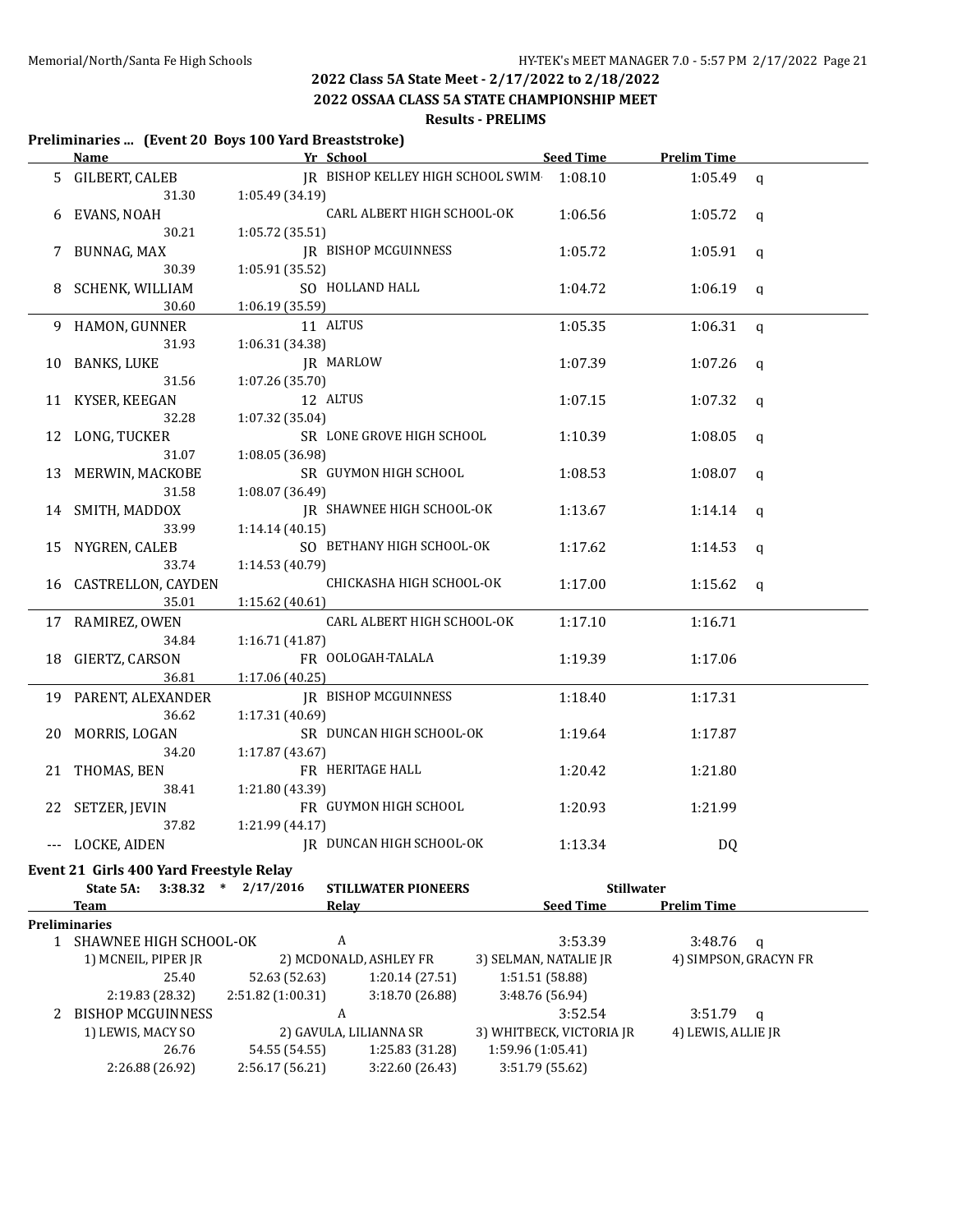## 2022 Class 5A State Meet - 2/17/2022 to 2/18/2022

## 2022 OSSAA CLASS 5A STATE CHAMPIONSHIP MEET

### Results - PRELIMS

**Preliminaries ... (Event 20 Boys 100 Yard Breaststroke)**

| | Name | Yr | School | Seed Time | Prelim Time | |
|---|---|---|---|---|---|---|
| 5 | GILBERT, CALEB | JR | BISHOP KELLEY HIGH SCHOOL SWIM | 1:08.10 | 1:05.49 | q |
| | 31.30 | 1:05.49 (34.19) | | | | |
| 6 | EVANS, NOAH | | CARL ALBERT HIGH SCHOOL-OK | 1:06.56 | 1:05.72 | q |
| | 30.21 | 1:05.72 (35.51) | | | | |
| 7 | BUNNAG, MAX | JR | BISHOP MCGUINNESS | 1:05.72 | 1:05.91 | q |
| | 30.39 | 1:05.91 (35.52) | | | | |
| 8 | SCHENK, WILLIAM | SO | HOLLAND HALL | 1:04.72 | 1:06.19 | q |
| | 30.60 | 1:06.19 (35.59) | | | | |
| 9 | HAMON, GUNNER | 11 | ALTUS | 1:05.35 | 1:06.31 | q |
| | 31.93 | 1:06.31 (34.38) | | | | |
| 10 | BANKS, LUKE | JR | MARLOW | 1:07.39 | 1:07.26 | q |
| | 31.56 | 1:07.26 (35.70) | | | | |
| 11 | KYSER, KEEGAN | 12 | ALTUS | 1:07.15 | 1:07.32 | q |
| | 32.28 | 1:07.32 (35.04) | | | | |
| 12 | LONG, TUCKER | SR | LONE GROVE HIGH SCHOOL | 1:10.39 | 1:08.05 | q |
| | 31.07 | 1:08.05 (36.98) | | | | |
| 13 | MERWIN, MACKOBE | SR | GUYMON HIGH SCHOOL | 1:08.53 | 1:08.07 | q |
| | 31.58 | 1:08.07 (36.49) | | | | |
| 14 | SMITH, MADDOX | JR | SHAWNEE HIGH SCHOOL-OK | 1:13.67 | 1:14.14 | q |
| | 33.99 | 1:14.14 (40.15) | | | | |
| 15 | NYGREN, CALEB | SO | BETHANY HIGH SCHOOL-OK | 1:17.62 | 1:14.53 | q |
| | 33.74 | 1:14.53 (40.79) | | | | |
| 16 | CASTRELLON, CAYDEN | | CHICKASHA HIGH SCHOOL-OK | 1:17.00 | 1:15.62 | q |
| | 35.01 | 1:15.62 (40.61) | | | | |
| 17 | RAMIREZ, OWEN | | CARL ALBERT HIGH SCHOOL-OK | 1:17.10 | 1:16.71 | |
| | 34.84 | 1:16.71 (41.87) | | | | |
| 18 | GIERTZ, CARSON | FR | OOLOGAH-TALALA | 1:19.39 | 1:17.06 | |
| | 36.81 | 1:17.06 (40.25) | | | | |
| 19 | PARENT, ALEXANDER | JR | BISHOP MCGUINNESS | 1:18.40 | 1:17.31 | |
| | 36.62 | 1:17.31 (40.69) | | | | |
| 20 | MORRIS, LOGAN | SR | DUNCAN HIGH SCHOOL-OK | 1:19.64 | 1:17.87 | |
| | 34.20 | 1:17.87 (43.67) | | | | |
| 21 | THOMAS, BEN | FR | HERITAGE HALL | 1:20.42 | 1:21.80 | |
| | 38.41 | 1:21.80 (43.39) | | | | |
| 22 | SETZER, JEVIN | FR | GUYMON HIGH SCHOOL | 1:20.93 | 1:21.99 | |
| | 37.82 | 1:21.99 (44.17) | | | | |
| --- | LOCKE, AIDEN | JR | DUNCAN HIGH SCHOOL-OK | 1:13.34 | DQ | |

**Event 21 Girls 400 Yard Freestyle Relay**

State 5A: 3:38.32 * 2/17/2016 STILLWATER PIONEERS — Stillwater

| | Team | Relay | Seed Time | Prelim Time | |
|---|---|---|---|---|---|
| **Preliminaries** | | | | | |
| 1 | SHAWNEE HIGH SCHOOL-OK | A | 3:53.39 | 3:48.76 | q |
| | 1) MCNEIL, PIPER JR | 2) MCDONALD, ASHLEY FR | 3) SELMAN, NATALIE JR | 4) SIMPSON, GRACYN FR | |
| | 25.40 / 52.63 (52.63) | 1:20.14 (27.51) | 1:51.51 (58.88) | | |
| | 2:19.83 (28.32) / 2:51.82 (1:00.31) | 3:18.70 (26.88) | 3:48.76 (56.94) | | |
| 2 | BISHOP MCGUINNESS | A | 3:52.54 | 3:51.79 | q |
| | 1) LEWIS, MACY SO | 2) GAVULA, LILIANNA SR | 3) WHITBECK, VICTORIA JR | 4) LEWIS, ALLIE JR | |
| | 26.76 / 54.55 (54.55) | 1:25.83 (31.28) | 1:59.96 (1:05.41) | | |
| | 2:26.88 (26.92) / 2:56.17 (56.21) | 3:22.60 (26.43) | 3:51.79 (55.62) | | |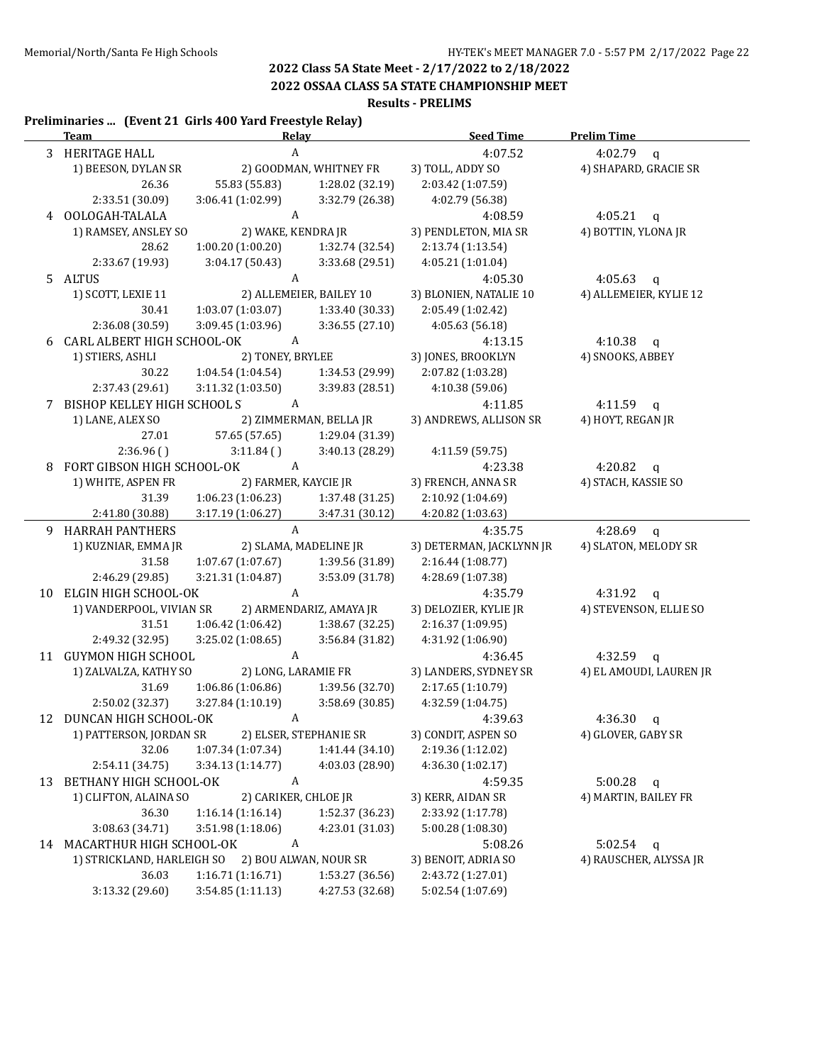## 2022 Class 5A State Meet - 2/17/2022 to 2/18/2022

## 2022 OSSAA CLASS 5A STATE CHAMPIONSHIP MEET

### Results - PRELIMS

**Preliminaries ... (Event 21 Girls 400 Yard Freestyle Relay)**

| | Team | Relay | | Seed Time | Prelim Time |
|---|---|---|---|---|---|
| 3 | HERITAGE HALL | A | | 4:07.52 | 4:02.79 q |
| | 1) BEESON, DYLAN SR | 2) GOODMAN, WHITNEY FR | | 3) TOLL, ADDY SO | 4) SHAPARD, GRACIE SR |
| | 26.36 | 55.83 (55.83) | 1:28.02 (32.19) | 2:03.42 (1:07.59) | |
| | 2:33.51 (30.09) | 3:06.41 (1:02.99) | 3:32.79 (26.38) | 4:02.79 (56.38) | |
| 4 | OOLOGAH-TALALA | A | | 4:08.59 | 4:05.21 q |
| | 1) RAMSEY, ANSLEY SO | 2) WAKE, KENDRA JR | | 3) PENDLETON, MIA SR | 4) BOTTIN, YLONA JR |
| | 28.62 | 1:00.20 (1:00.20) | 1:32.74 (32.54) | 2:13.74 (1:13.54) | |
| | 2:33.67 (19.93) | 3:04.17 (50.43) | 3:33.68 (29.51) | 4:05.21 (1:01.04) | |
| 5 | ALTUS | A | | 4:05.30 | 4:05.63 q |
| | 1) SCOTT, LEXIE 11 | 2) ALLEMEIER, BAILEY 10 | | 3) BLONIEN, NATALIE 10 | 4) ALLEMEIER, KYLIE 12 |
| | 30.41 | 1:03.07 (1:03.07) | 1:33.40 (30.33) | 2:05.49 (1:02.42) | |
| | 2:36.08 (30.59) | 3:09.45 (1:03.96) | 3:36.55 (27.10) | 4:05.63 (56.18) | |
| 6 | CARL ALBERT HIGH SCHOOL-OK | A | | 4:13.15 | 4:10.38 q |
| | 1) STIERS, ASHLI | 2) TONEY, BRYLEE | | 3) JONES, BROOKLYN | 4) SNOOKS, ABBEY |
| | 30.22 | 1:04.54 (1:04.54) | 1:34.53 (29.99) | 2:07.82 (1:03.28) | |
| | 2:37.43 (29.61) | 3:11.32 (1:03.50) | 3:39.83 (28.51) | 4:10.38 (59.06) | |
| 7 | BISHOP KELLEY HIGH SCHOOL S | A | | 4:11.85 | 4:11.59 q |
| | 1) LANE, ALEX SO | 2) ZIMMERMAN, BELLA JR | | 3) ANDREWS, ALLISON SR | 4) HOYT, REGAN JR |
| | 27.01 | 57.65 (57.65) | 1:29.04 (31.39) | | |
| | 2:36.96 ( ) | 3:11.84 ( ) | 3:40.13 (28.29) | 4:11.59 (59.75) | |
| 8 | FORT GIBSON HIGH SCHOOL-OK | A | | 4:23.38 | 4:20.82 q |
| | 1) WHITE, ASPEN FR | 2) FARMER, KAYCIE JR | | 3) FRENCH, ANNA SR | 4) STACH, KASSIE SO |
| | 31.39 | 1:06.23 (1:06.23) | 1:37.48 (31.25) | 2:10.92 (1:04.69) | |
| | 2:41.80 (30.88) | 3:17.19 (1:06.27) | 3:47.31 (30.12) | 4:20.82 (1:03.63) | |
| 9 | HARRAH PANTHERS | A | | 4:35.75 | 4:28.69 q |
| | 1) KUZNIAR, EMMA JR | 2) SLAMA, MADELINE JR | | 3) DETERMAN, JACKLYNN JR | 4) SLATON, MELODY SR |
| | 31.58 | 1:07.67 (1:07.67) | 1:39.56 (31.89) | 2:16.44 (1:08.77) | |
| | 2:46.29 (29.85) | 3:21.31 (1:04.87) | 3:53.09 (31.78) | 4:28.69 (1:07.38) | |
| 10 | ELGIN HIGH SCHOOL-OK | A | | 4:35.79 | 4:31.92 q |
| | 1) VANDERPOOL, VIVIAN SR | 2) ARMENDARIZ, AMAYA JR | | 3) DELOZIER, KYLIE JR | 4) STEVENSON, ELLIE SO |
| | 31.51 | 1:06.42 (1:06.42) | 1:38.67 (32.25) | 2:16.37 (1:09.95) | |
| | 2:49.32 (32.95) | 3:25.02 (1:08.65) | 3:56.84 (31.82) | 4:31.92 (1:06.90) | |
| 11 | GUYMON HIGH SCHOOL | A | | 4:36.45 | 4:32.59 q |
| | 1) ZALVALZA, KATHY SO | 2) LONG, LARAMIE FR | | 3) LANDERS, SYDNEY SR | 4) EL AMOUDI, LAUREN JR |
| | 31.69 | 1:06.86 (1:06.86) | 1:39.56 (32.70) | 2:17.65 (1:10.79) | |
| | 2:50.02 (32.37) | 3:27.84 (1:10.19) | 3:58.69 (30.85) | 4:32.59 (1:04.75) | |
| 12 | DUNCAN HIGH SCHOOL-OK | A | | 4:39.63 | 4:36.30 q |
| | 1) PATTERSON, JORDAN SR | 2) ELSER, STEPHANIE SR | | 3) CONDIT, ASPEN SO | 4) GLOVER, GABY SR |
| | 32.06 | 1:07.34 (1:07.34) | 1:41.44 (34.10) | 2:19.36 (1:12.02) | |
| | 2:54.11 (34.75) | 3:34.13 (1:14.77) | 4:03.03 (28.90) | 4:36.30 (1:02.17) | |
| 13 | BETHANY HIGH SCHOOL-OK | A | | 4:59.35 | 5:00.28 q |
| | 1) CLIFTON, ALAINA SO | 2) CARIKER, CHLOE JR | | 3) KERR, AIDAN SR | 4) MARTIN, BAILEY FR |
| | 36.30 | 1:16.14 (1:16.14) | 1:52.37 (36.23) | 2:33.92 (1:17.78) | |
| | 3:08.63 (34.71) | 3:51.98 (1:18.06) | 4:23.01 (31.03) | 5:00.28 (1:08.30) | |
| 14 | MACARTHUR HIGH SCHOOL-OK | A | | 5:08.26 | 5:02.54 q |
| | 1) STRICKLAND, HARLEIGH SO | 2) BOU ALWAN, NOUR SR | | 3) BENOIT, ADRIA SO | 4) RAUSCHER, ALYSSA JR |
| | 36.03 | 1:16.71 (1:16.71) | 1:53.27 (36.56) | 2:43.72 (1:27.01) | |
| | 3:13.32 (29.60) | 3:54.85 (1:11.13) | 4:27.53 (32.68) | 5:02.54 (1:07.69) | |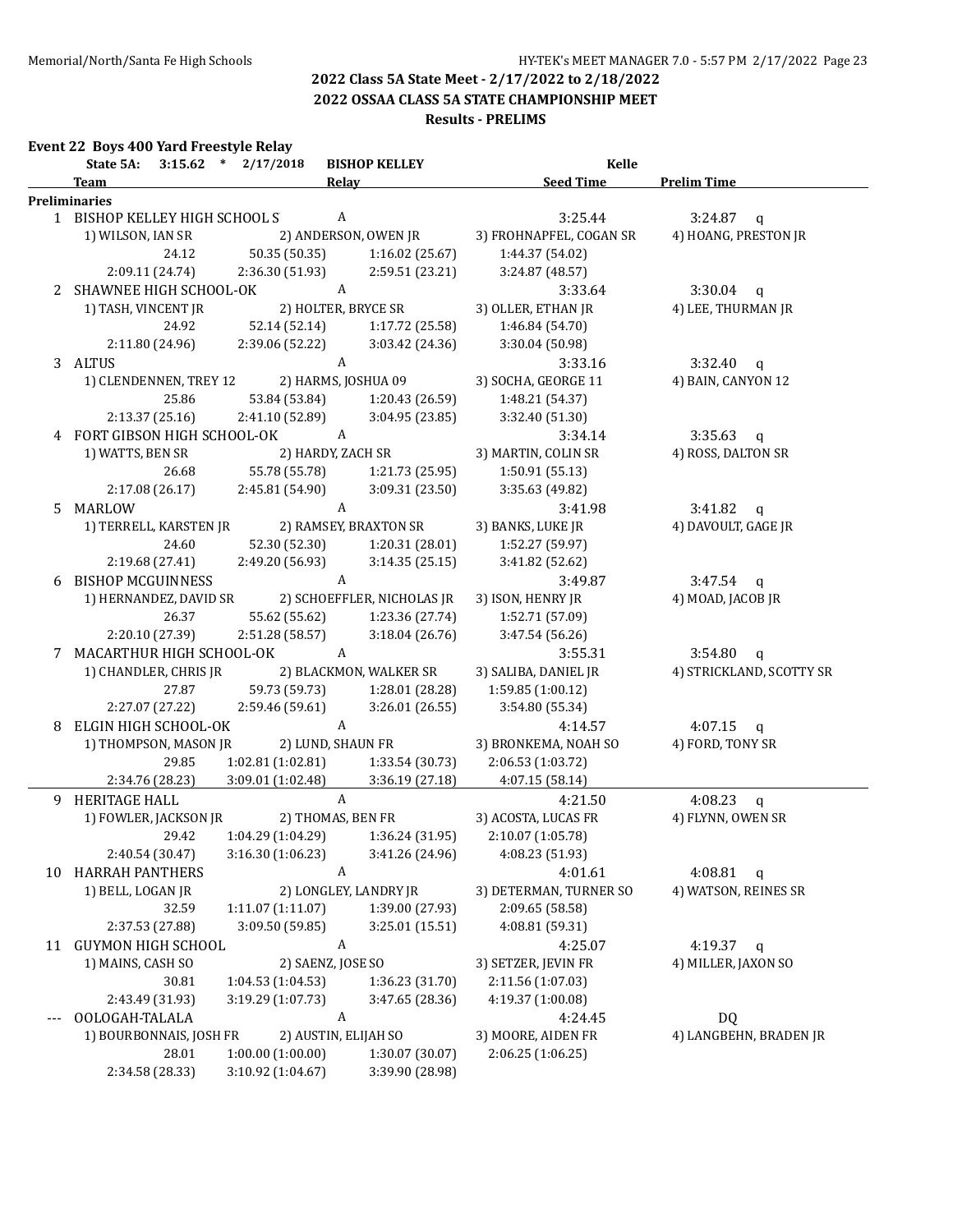## 2022 Class 5A State Meet - 2/17/2022 to 2/18/2022
## 2022 OSSAA CLASS 5A STATE CHAMPIONSHIP MEET
### Results - PRELIMS

**Event 22 Boys 400 Yard Freestyle Relay**

State 5A: 3:15.62 * 2/17/2018 BISHOP KELLEY Kelle

| | Team | Relay | Seed Time | Prelim Time |
|---|---|---|---|---|
| **Preliminaries** | | | | |
| 1 | BISHOP KELLEY HIGH SCHOOL S | A | 3:25.44 | 3:24.87 q |
| | 1) WILSON, IAN SR | 2) ANDERSON, OWEN JR | 3) FROHNAPFEL, COGAN SR | 4) HOANG, PRESTON JR |
| | 24.12 | 50.35 (50.35) | 1:16.02 (25.67) | 1:44.37 (54.02) |
| | 2:09.11 (24.74) | 2:36.30 (51.93) | 2:59.51 (23.21) | 3:24.87 (48.57) |
| 2 | SHAWNEE HIGH SCHOOL-OK | A | 3:33.64 | 3:30.04 q |
| | 1) TASH, VINCENT JR | 2) HOLTER, BRYCE SR | 3) OLLER, ETHAN JR | 4) LEE, THURMAN JR |
| | 24.92 | 52.14 (52.14) | 1:17.72 (25.58) | 1:46.84 (54.70) |
| | 2:11.80 (24.96) | 2:39.06 (52.22) | 3:03.42 (24.36) | 3:30.04 (50.98) |
| 3 | ALTUS | A | 3:33.16 | 3:32.40 q |
| | 1) CLENDENNEN, TREY 12 | 2) HARMS, JOSHUA 09 | 3) SOCHA, GEORGE 11 | 4) BAIN, CANYON 12 |
| | 25.86 | 53.84 (53.84) | 1:20.43 (26.59) | 1:48.21 (54.37) |
| | 2:13.37 (25.16) | 2:41.10 (52.89) | 3:04.95 (23.85) | 3:32.40 (51.30) |
| 4 | FORT GIBSON HIGH SCHOOL-OK | A | 3:34.14 | 3:35.63 q |
| | 1) WATTS, BEN SR | 2) HARDY, ZACH SR | 3) MARTIN, COLIN SR | 4) ROSS, DALTON SR |
| | 26.68 | 55.78 (55.78) | 1:21.73 (25.95) | 1:50.91 (55.13) |
| | 2:17.08 (26.17) | 2:45.81 (54.90) | 3:09.31 (23.50) | 3:35.63 (49.82) |
| 5 | MARLOW | A | 3:41.98 | 3:41.82 q |
| | 1) TERRELL, KARSTEN JR | 2) RAMSEY, BRAXTON SR | 3) BANKS, LUKE JR | 4) DAVOULT, GAGE JR |
| | 24.60 | 52.30 (52.30) | 1:20.31 (28.01) | 1:52.27 (59.97) |
| | 2:19.68 (27.41) | 2:49.20 (56.93) | 3:14.35 (25.15) | 3:41.82 (52.62) |
| 6 | BISHOP MCGUINNESS | A | 3:49.87 | 3:47.54 q |
| | 1) HERNANDEZ, DAVID SR | 2) SCHOEFFLER, NICHOLAS JR | 3) ISON, HENRY JR | 4) MOAD, JACOB JR |
| | 26.37 | 55.62 (55.62) | 1:23.36 (27.74) | 1:52.71 (57.09) |
| | 2:20.10 (27.39) | 2:51.28 (58.57) | 3:18.04 (26.76) | 3:47.54 (56.26) |
| 7 | MACARTHUR HIGH SCHOOL-OK | A | 3:55.31 | 3:54.80 q |
| | 1) CHANDLER, CHRIS JR | 2) BLACKMON, WALKER SR | 3) SALIBA, DANIEL JR | 4) STRICKLAND, SCOTTY SR |
| | 27.87 | 59.73 (59.73) | 1:28.01 (28.28) | 1:59.85 (1:00.12) |
| | 2:27.07 (27.22) | 2:59.46 (59.61) | 3:26.01 (26.55) | 3:54.80 (55.34) |
| 8 | ELGIN HIGH SCHOOL-OK | A | 4:14.57 | 4:07.15 q |
| | 1) THOMPSON, MASON JR | 2) LUND, SHAUN FR | 3) BRONKEMA, NOAH SO | 4) FORD, TONY SR |
| | 29.85 | 1:02.81 (1:02.81) | 1:33.54 (30.73) | 2:06.53 (1:03.72) |
| | 2:34.76 (28.23) | 3:09.01 (1:02.48) | 3:36.19 (27.18) | 4:07.15 (58.14) |
| 9 | HERITAGE HALL | A | 4:21.50 | 4:08.23 q |
| | 1) FOWLER, JACKSON JR | 2) THOMAS, BEN FR | 3) ACOSTA, LUCAS FR | 4) FLYNN, OWEN SR |
| | 29.42 | 1:04.29 (1:04.29) | 1:36.24 (31.95) | 2:10.07 (1:05.78) |
| | 2:40.54 (30.47) | 3:16.30 (1:06.23) | 3:41.26 (24.96) | 4:08.23 (51.93) |
| 10 | HARRAH PANTHERS | A | 4:01.61 | 4:08.81 q |
| | 1) BELL, LOGAN JR | 2) LONGLEY, LANDRY JR | 3) DETERMAN, TURNER SO | 4) WATSON, REINES SR |
| | 32.59 | 1:11.07 (1:11.07) | 1:39.00 (27.93) | 2:09.65 (58.58) |
| | 2:37.53 (27.88) | 3:09.50 (59.85) | 3:25.01 (15.51) | 4:08.81 (59.31) |
| 11 | GUYMON HIGH SCHOOL | A | 4:25.07 | 4:19.37 q |
| | 1) MAINS, CASH SO | 2) SAENZ, JOSE SO | 3) SETZER, JEVIN FR | 4) MILLER, JAXON SO |
| | 30.81 | 1:04.53 (1:04.53) | 1:36.23 (31.70) | 2:11.56 (1:07.03) |
| | 2:43.49 (31.93) | 3:19.29 (1:07.73) | 3:47.65 (28.36) | 4:19.37 (1:00.08) |
| --- | OOLOGAH-TALALA | A | 4:24.45 | DQ |
| | 1) BOURBONNAIS, JOSH FR | 2) AUSTIN, ELIJAH SO | 3) MOORE, AIDEN FR | 4) LANGBEHN, BRADEN JR |
| | 28.01 | 1:00.00 (1:00.00) | 1:30.07 (30.07) | 2:06.25 (1:06.25) |
| | 2:34.58 (28.33) | 3:10.92 (1:04.67) | 3:39.90 (28.98) | |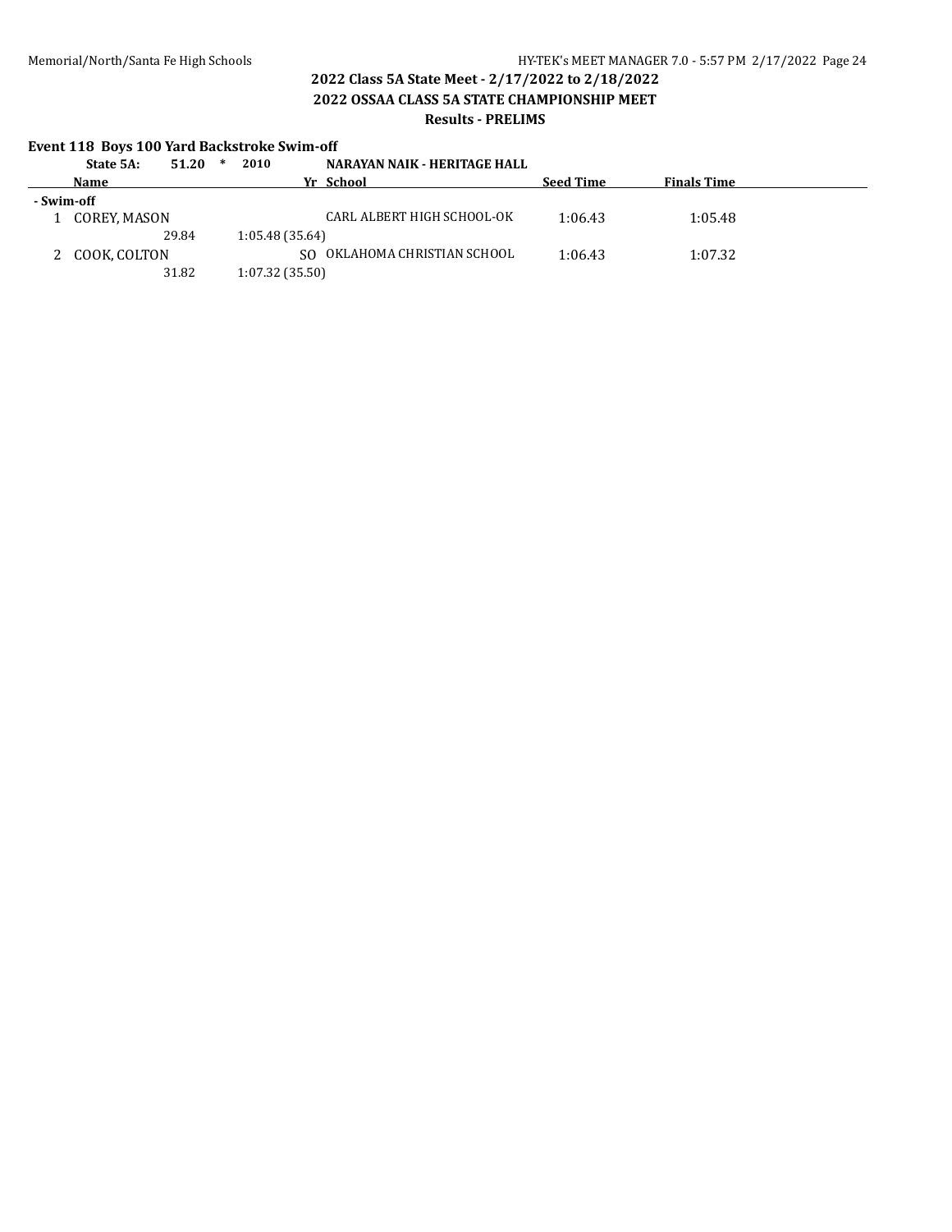## 2022 Class 5A State Meet - 2/17/2022 to 2/18/2022

## 2022 OSSAA CLASS 5A STATE CHAMPIONSHIP MEET

### Results - PRELIMS

#### Event 118 Boys 100 Yard Backstroke Swim-off

**State 5A: 51.20 * 2010 NARAYAN NAIK - HERITAGE HALL**

| | Name | Yr | School | Seed Time | Finals Time |
|---|---|---|---|---|---|
| **- Swim-off** | | | | | |
| 1 | COREY, MASON | | CARL ALBERT HIGH SCHOOL-OK | 1:06.43 | 1:05.48 |
| | 29.84 | 1:05.48 (35.64) | | | |
| 2 | COOK, COLTON | SO | OKLAHOMA CHRISTIAN SCHOOL | 1:06.43 | 1:07.32 |
| | 31.82 | 1:07.32 (35.50) | | | |